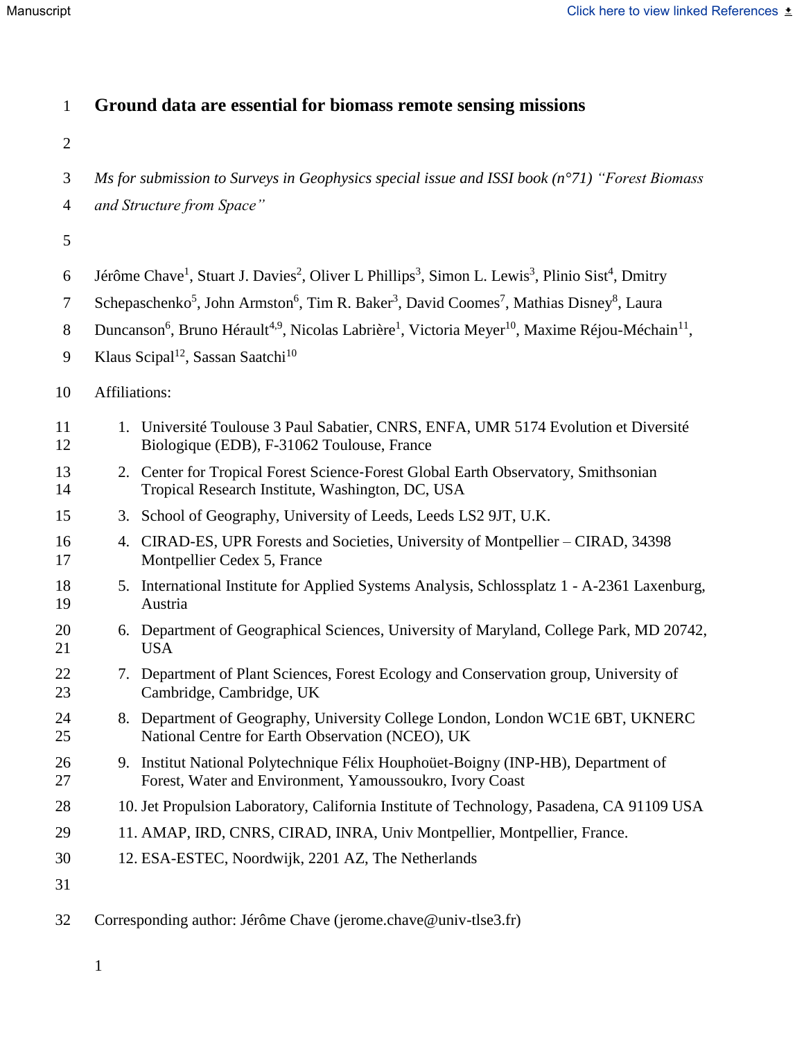# Ground data are essential for biomass remote sensing missions

*Ms for submission to Surveys in Geophysics special issue and ISSI book (n°71) "Forest Biomass and Structure from Space"*

Jérôme Chave[1], Stuart J. Davies[2], Oliver L Phillips[3], Simon L. Lewis[3], Plinio Sist[4], Dmitry Schepaschenko[5], John Armston[6], Tim R. Baker[3], David Coomes[7], Mathias Disney[8], Laura Duncanson[6], Bruno Hérault[4,9], Nicolas Labrière[1], Victoria Meyer[10], Maxime Réjou-Méchain[11], Klaus Scipal[12], Sassan Saatchi[10]

Affiliations:

1. Université Toulouse 3 Paul Sabatier, CNRS, ENFA, UMR 5174 Evolution et Diversité Biologique (EDB), F-31062 Toulouse, France
2. Center for Tropical Forest Science-Forest Global Earth Observatory, Smithsonian Tropical Research Institute, Washington, DC, USA
3. School of Geography, University of Leeds, Leeds LS2 9JT, U.K.
4. CIRAD-ES, UPR Forests and Societies, University of Montpellier – CIRAD, 34398 Montpellier Cedex 5, France
5. International Institute for Applied Systems Analysis, Schlossplatz 1 - A-2361 Laxenburg, Austria
6. Department of Geographical Sciences, University of Maryland, College Park, MD 20742, USA
7. Department of Plant Sciences, Forest Ecology and Conservation group, University of Cambridge, Cambridge, UK
8. Department of Geography, University College London, London WC1E 6BT, UKNERC National Centre for Earth Observation (NCEO), UK
9. Institut National Polytechnique Félix Houphoüet-Boigny (INP-HB), Department of Forest, Water and Environment, Yamoussoukro, Ivory Coast
10. Jet Propulsion Laboratory, California Institute of Technology, Pasadena, CA 91109 USA
11. AMAP, IRD, CNRS, CIRAD, INRA, Univ Montpellier, Montpellier, France.
12. ESA-ESTEC, Noordwijk, 2201 AZ, The Netherlands

Corresponding author: Jérôme Chave (jerome.chave@univ-tlse3.fr)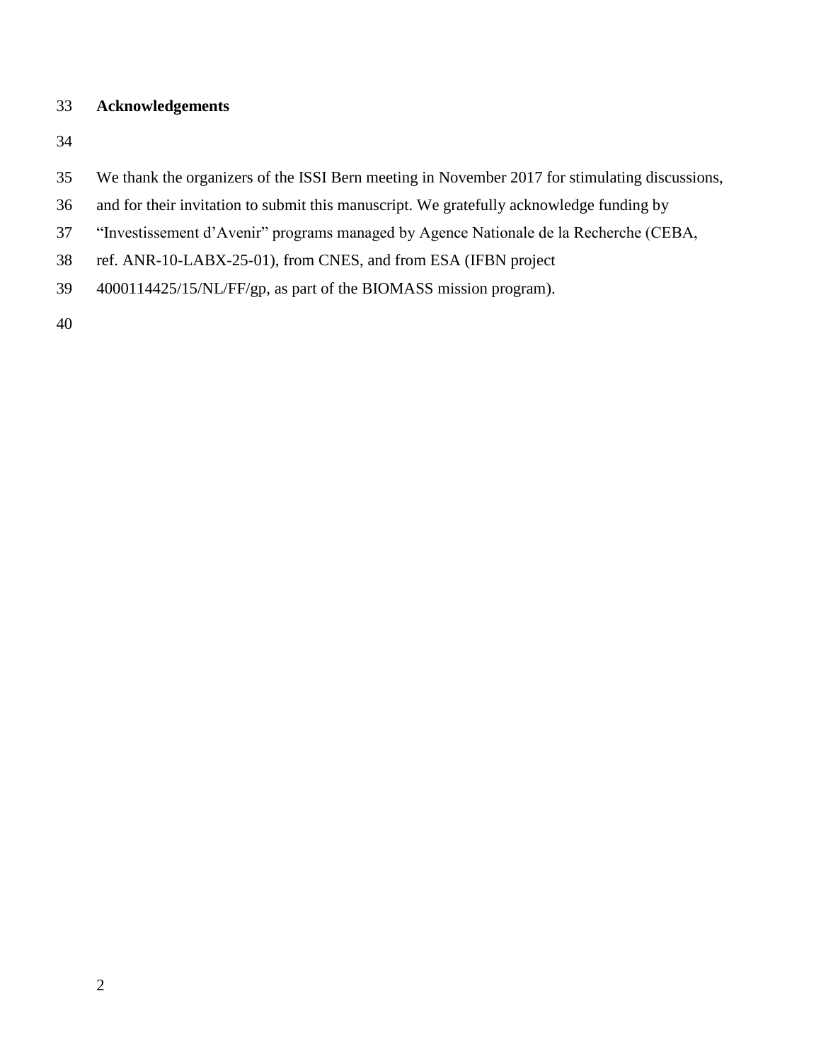## Acknowledgements

We thank the organizers of the ISSI Bern meeting in November 2017 for stimulating discussions, and for their invitation to submit this manuscript. We gratefully acknowledge funding by "Investissement d'Avenir" programs managed by Agence Nationale de la Recherche (CEBA, ref. ANR-10-LABX-25-01), from CNES, and from ESA (IFBN project 4000114425/15/NL/FF/gp, as part of the BIOMASS mission program).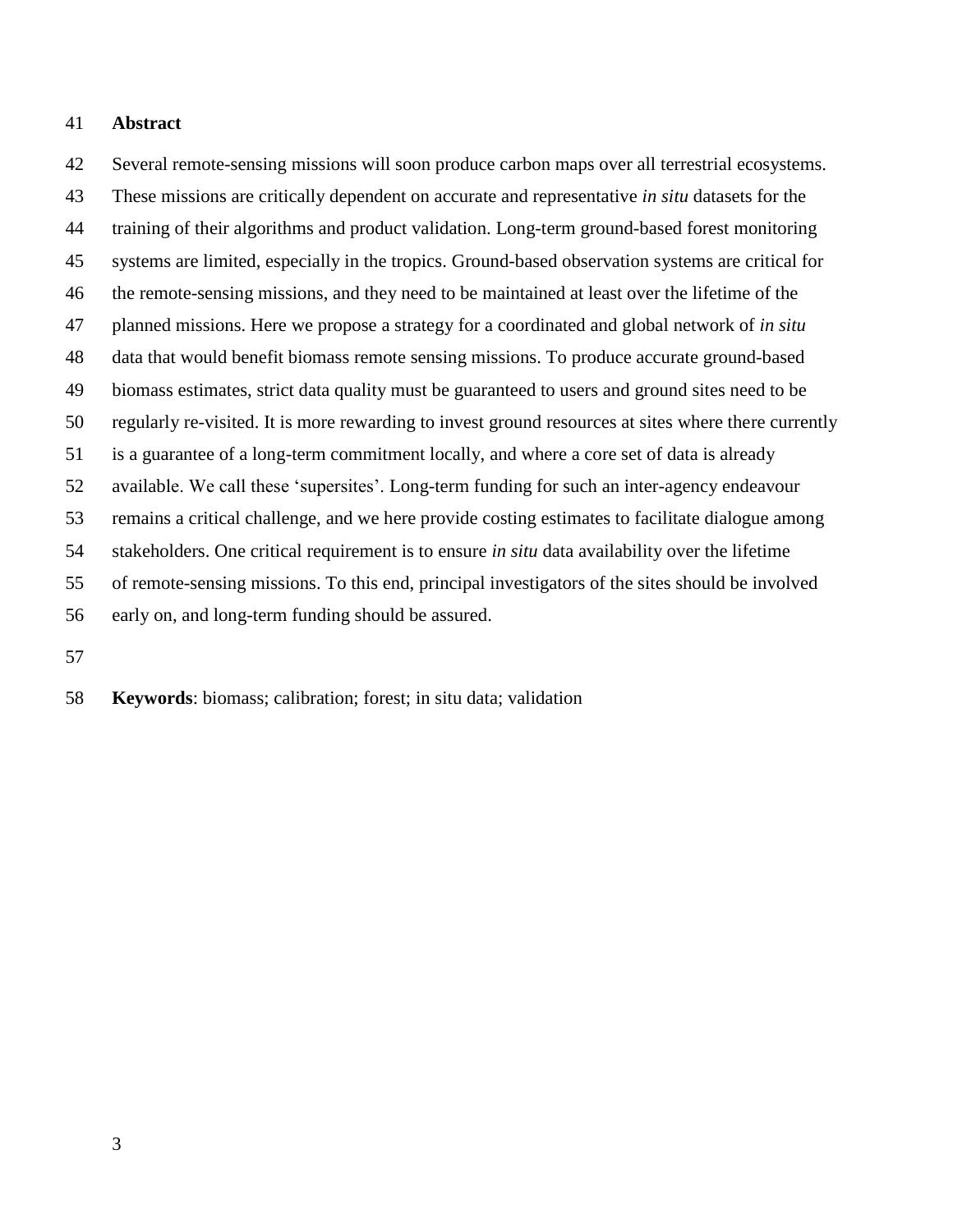## Abstract

Several remote-sensing missions will soon produce carbon maps over all terrestrial ecosystems. These missions are critically dependent on accurate and representative *in situ* datasets for the training of their algorithms and product validation. Long-term ground-based forest monitoring systems are limited, especially in the tropics. Ground-based observation systems are critical for the remote-sensing missions, and they need to be maintained at least over the lifetime of the planned missions. Here we propose a strategy for a coordinated and global network of *in situ* data that would benefit biomass remote sensing missions. To produce accurate ground-based biomass estimates, strict data quality must be guaranteed to users and ground sites need to be regularly re-visited. It is more rewarding to invest ground resources at sites where there currently is a guarantee of a long-term commitment locally, and where a core set of data is already available. We call these 'supersites'. Long-term funding for such an inter-agency endeavour remains a critical challenge, and we here provide costing estimates to facilitate dialogue among stakeholders. One critical requirement is to ensure *in situ* data availability over the lifetime of remote-sensing missions. To this end, principal investigators of the sites should be involved early on, and long-term funding should be assured.

**Keywords**: biomass; calibration; forest; in situ data; validation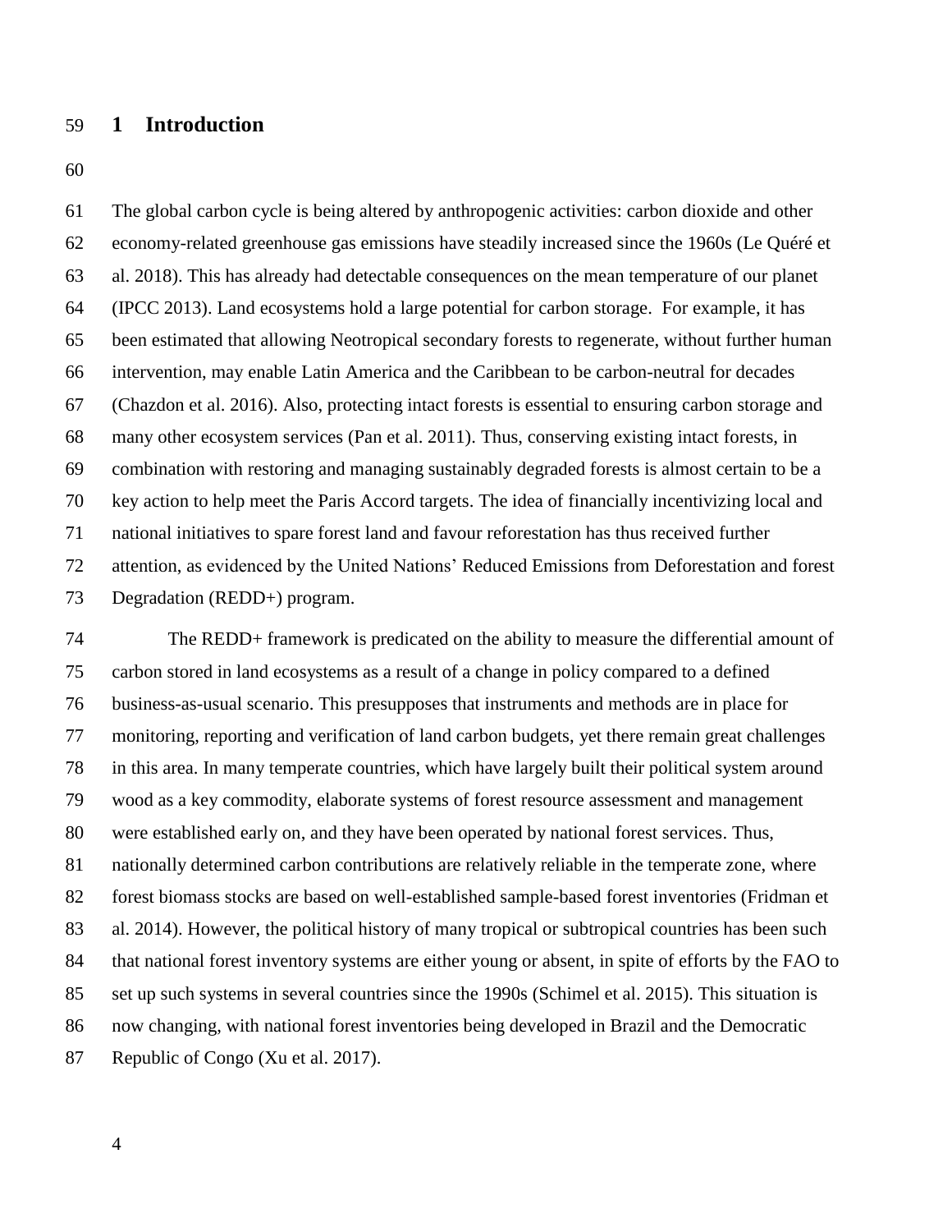# 1 Introduction

The global carbon cycle is being altered by anthropogenic activities: carbon dioxide and other economy-related greenhouse gas emissions have steadily increased since the 1960s (Le Quéré et al. 2018). This has already had detectable consequences on the mean temperature of our planet (IPCC 2013). Land ecosystems hold a large potential for carbon storage. For example, it has been estimated that allowing Neotropical secondary forests to regenerate, without further human intervention, may enable Latin America and the Caribbean to be carbon-neutral for decades (Chazdon et al. 2016). Also, protecting intact forests is essential to ensuring carbon storage and many other ecosystem services (Pan et al. 2011). Thus, conserving existing intact forests, in combination with restoring and managing sustainably degraded forests is almost certain to be a key action to help meet the Paris Accord targets. The idea of financially incentivizing local and national initiatives to spare forest land and favour reforestation has thus received further attention, as evidenced by the United Nations' Reduced Emissions from Deforestation and forest Degradation (REDD+) program.

The REDD+ framework is predicated on the ability to measure the differential amount of carbon stored in land ecosystems as a result of a change in policy compared to a defined business-as-usual scenario. This presupposes that instruments and methods are in place for monitoring, reporting and verification of land carbon budgets, yet there remain great challenges in this area. In many temperate countries, which have largely built their political system around wood as a key commodity, elaborate systems of forest resource assessment and management were established early on, and they have been operated by national forest services. Thus, nationally determined carbon contributions are relatively reliable in the temperate zone, where forest biomass stocks are based on well-established sample-based forest inventories (Fridman et al. 2014). However, the political history of many tropical or subtropical countries has been such that national forest inventory systems are either young or absent, in spite of efforts by the FAO to set up such systems in several countries since the 1990s (Schimel et al. 2015). This situation is now changing, with national forest inventories being developed in Brazil and the Democratic Republic of Congo (Xu et al. 2017).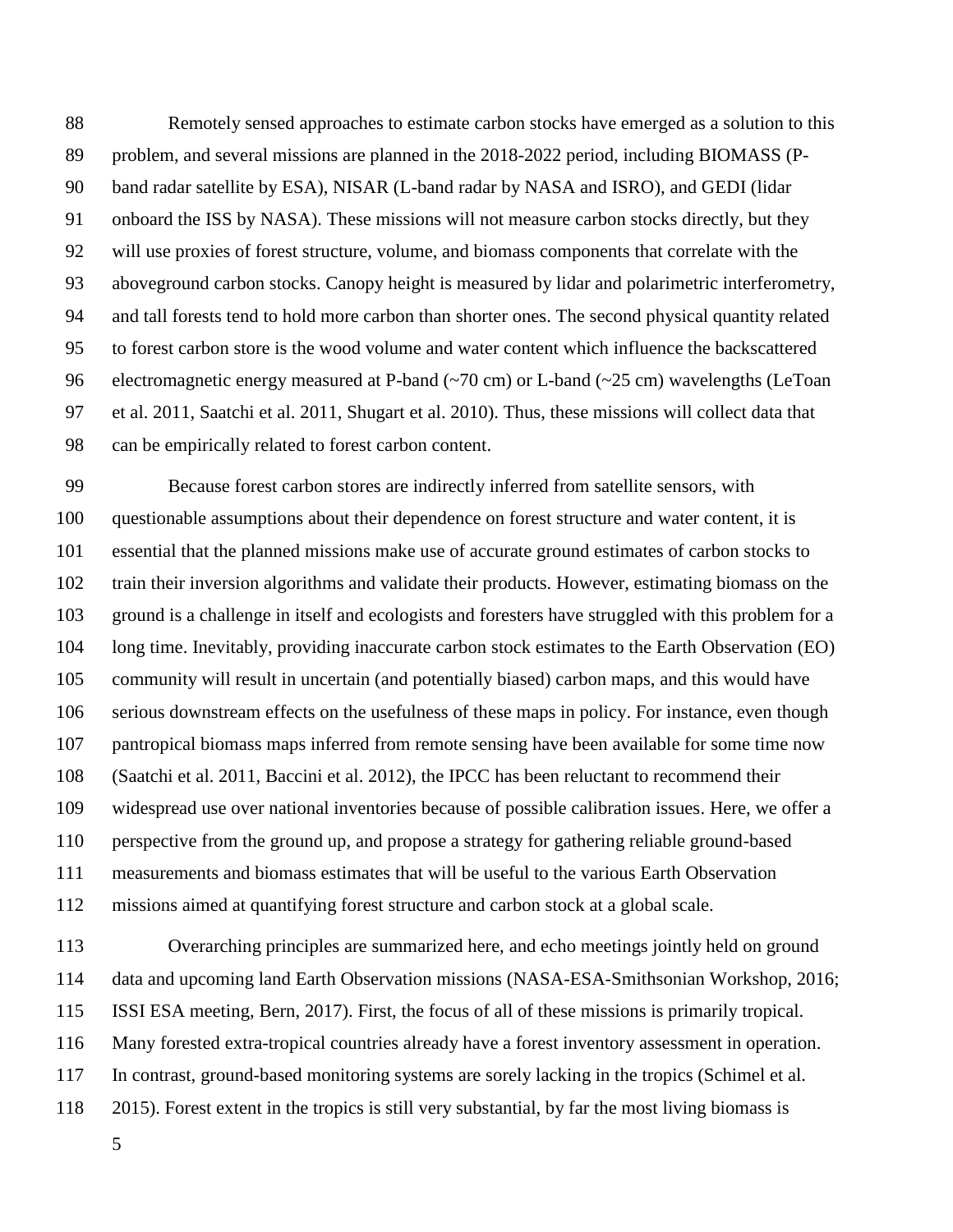Remotely sensed approaches to estimate carbon stocks have emerged as a solution to this problem, and several missions are planned in the 2018-2022 period, including BIOMASS (P-band radar satellite by ESA), NISAR (L-band radar by NASA and ISRO), and GEDI (lidar onboard the ISS by NASA). These missions will not measure carbon stocks directly, but they will use proxies of forest structure, volume, and biomass components that correlate with the aboveground carbon stocks. Canopy height is measured by lidar and polarimetric interferometry, and tall forests tend to hold more carbon than shorter ones. The second physical quantity related to forest carbon store is the wood volume and water content which influence the backscattered electromagnetic energy measured at P-band (~70 cm) or L-band (~25 cm) wavelengths (LeToan et al. 2011, Saatchi et al. 2011, Shugart et al. 2010). Thus, these missions will collect data that can be empirically related to forest carbon content.

Because forest carbon stores are indirectly inferred from satellite sensors, with questionable assumptions about their dependence on forest structure and water content, it is essential that the planned missions make use of accurate ground estimates of carbon stocks to train their inversion algorithms and validate their products. However, estimating biomass on the ground is a challenge in itself and ecologists and foresters have struggled with this problem for a long time. Inevitably, providing inaccurate carbon stock estimates to the Earth Observation (EO) community will result in uncertain (and potentially biased) carbon maps, and this would have serious downstream effects on the usefulness of these maps in policy. For instance, even though pantropical biomass maps inferred from remote sensing have been available for some time now (Saatchi et al. 2011, Baccini et al. 2012), the IPCC has been reluctant to recommend their widespread use over national inventories because of possible calibration issues. Here, we offer a perspective from the ground up, and propose a strategy for gathering reliable ground-based measurements and biomass estimates that will be useful to the various Earth Observation missions aimed at quantifying forest structure and carbon stock at a global scale.

Overarching principles are summarized here, and echo meetings jointly held on ground data and upcoming land Earth Observation missions (NASA-ESA-Smithsonian Workshop, 2016; ISSI ESA meeting, Bern, 2017). First, the focus of all of these missions is primarily tropical. Many forested extra-tropical countries already have a forest inventory assessment in operation. In contrast, ground-based monitoring systems are sorely lacking in the tropics (Schimel et al. 2015). Forest extent in the tropics is still very substantial, by far the most living biomass is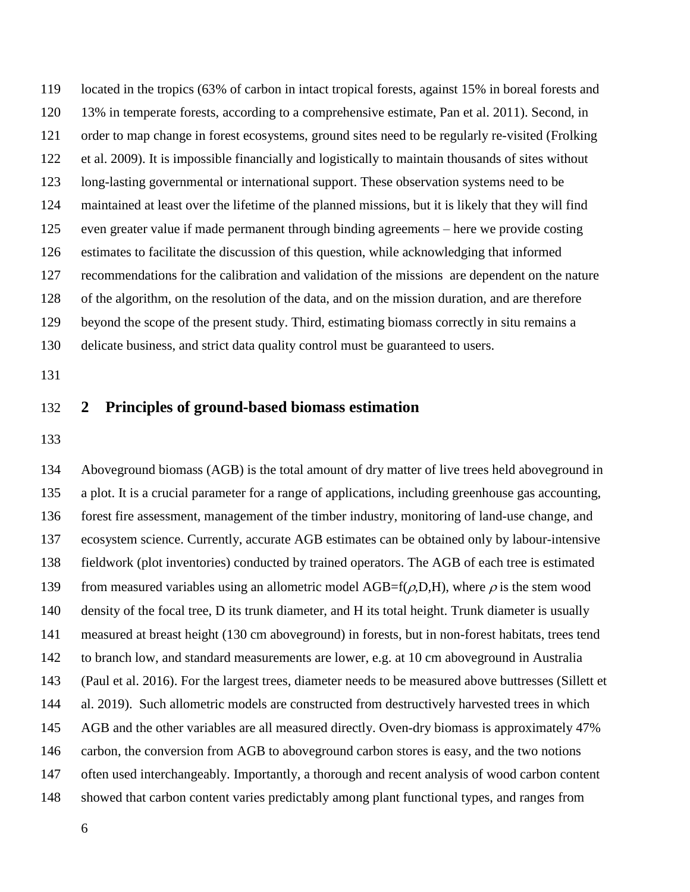located in the tropics (63% of carbon in intact tropical forests, against 15% in boreal forests and 13% in temperate forests, according to a comprehensive estimate, Pan et al. 2011). Second, in order to map change in forest ecosystems, ground sites need to be regularly re-visited (Frolking et al. 2009). It is impossible financially and logistically to maintain thousands of sites without long-lasting governmental or international support. These observation systems need to be maintained at least over the lifetime of the planned missions, but it is likely that they will find even greater value if made permanent through binding agreements – here we provide costing estimates to facilitate the discussion of this question, while acknowledging that informed recommendations for the calibration and validation of the missions are dependent on the nature of the algorithm, on the resolution of the data, and on the mission duration, and are therefore beyond the scope of the present study. Third, estimating biomass correctly in situ remains a delicate business, and strict data quality control must be guaranteed to users.

## 2 Principles of ground-based biomass estimation

Aboveground biomass (AGB) is the total amount of dry matter of live trees held aboveground in a plot. It is a crucial parameter for a range of applications, including greenhouse gas accounting, forest fire assessment, management of the timber industry, monitoring of land-use change, and ecosystem science. Currently, accurate AGB estimates can be obtained only by labour-intensive fieldwork (plot inventories) conducted by trained operators. The AGB of each tree is estimated from measured variables using an allometric model $AGB=f(\rho,D,H)$, where $\rho$ is the stem wood density of the focal tree, D its trunk diameter, and H its total height. Trunk diameter is usually measured at breast height (130 cm aboveground) in forests, but in non-forest habitats, trees tend to branch low, and standard measurements are lower, e.g. at 10 cm aboveground in Australia (Paul et al. 2016). For the largest trees, diameter needs to be measured above buttresses (Sillett et al. 2019). Such allometric models are constructed from destructively harvested trees in which AGB and the other variables are all measured directly. Oven-dry biomass is approximately 47% carbon, the conversion from AGB to aboveground carbon stores is easy, and the two notions often used interchangeably. Importantly, a thorough and recent analysis of wood carbon content showed that carbon content varies predictably among plant functional types, and ranges from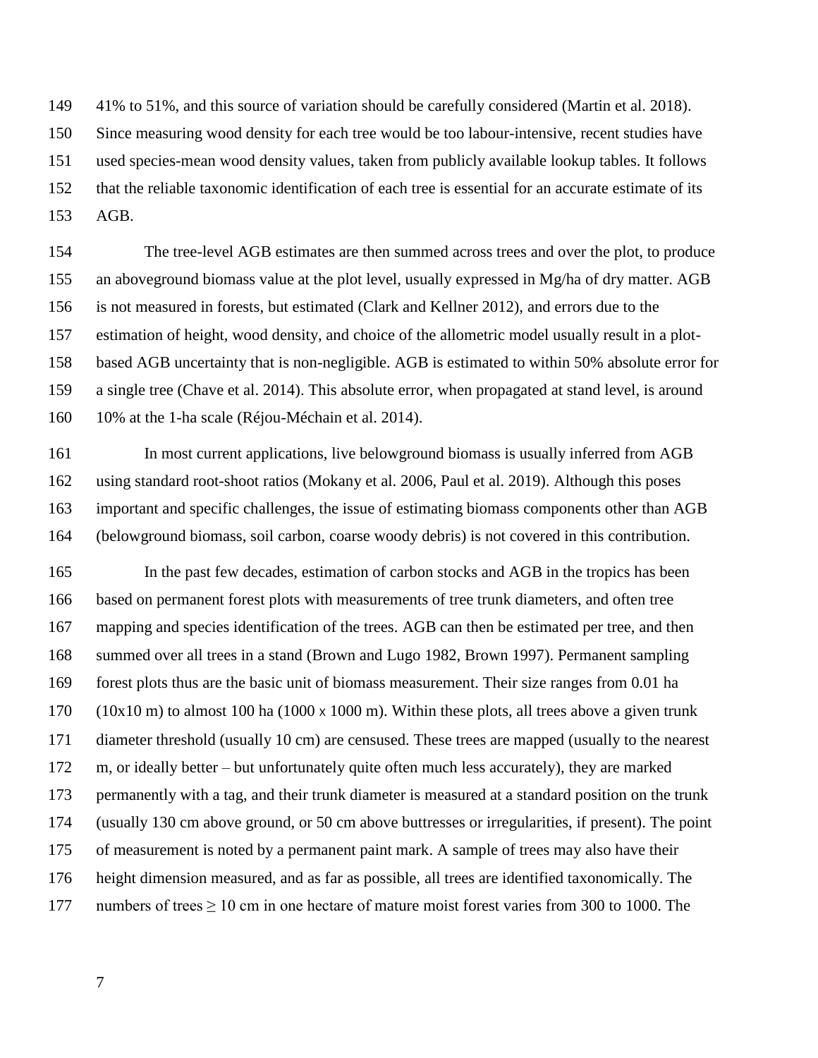41% to 51%, and this source of variation should be carefully considered (Martin et al. 2018). Since measuring wood density for each tree would be too labour-intensive, recent studies have used species-mean wood density values, taken from publicly available lookup tables. It follows that the reliable taxonomic identification of each tree is essential for an accurate estimate of its AGB.

The tree-level AGB estimates are then summed across trees and over the plot, to produce an aboveground biomass value at the plot level, usually expressed in Mg/ha of dry matter. AGB is not measured in forests, but estimated (Clark and Kellner 2012), and errors due to the estimation of height, wood density, and choice of the allometric model usually result in a plot-based AGB uncertainty that is non-negligible. AGB is estimated to within 50% absolute error for a single tree (Chave et al. 2014). This absolute error, when propagated at stand level, is around 10% at the 1-ha scale (Réjou-Méchain et al. 2014).

In most current applications, live belowground biomass is usually inferred from AGB using standard root-shoot ratios (Mokany et al. 2006, Paul et al. 2019). Although this poses important and specific challenges, the issue of estimating biomass components other than AGB (belowground biomass, soil carbon, coarse woody debris) is not covered in this contribution.

In the past few decades, estimation of carbon stocks and AGB in the tropics has been based on permanent forest plots with measurements of tree trunk diameters, and often tree mapping and species identification of the trees. AGB can then be estimated per tree, and then summed over all trees in a stand (Brown and Lugo 1982, Brown 1997). Permanent sampling forest plots thus are the basic unit of biomass measurement. Their size ranges from 0.01 ha (10x10 m) to almost 100 ha (1000 x 1000 m). Within these plots, all trees above a given trunk diameter threshold (usually 10 cm) are censused. These trees are mapped (usually to the nearest m, or ideally better – but unfortunately quite often much less accurately), they are marked permanently with a tag, and their trunk diameter is measured at a standard position on the trunk (usually 130 cm above ground, or 50 cm above buttresses or irregularities, if present). The point of measurement is noted by a permanent paint mark. A sample of trees may also have their height dimension measured, and as far as possible, all trees are identified taxonomically. The numbers of trees ≥ 10 cm in one hectare of mature moist forest varies from 300 to 1000. The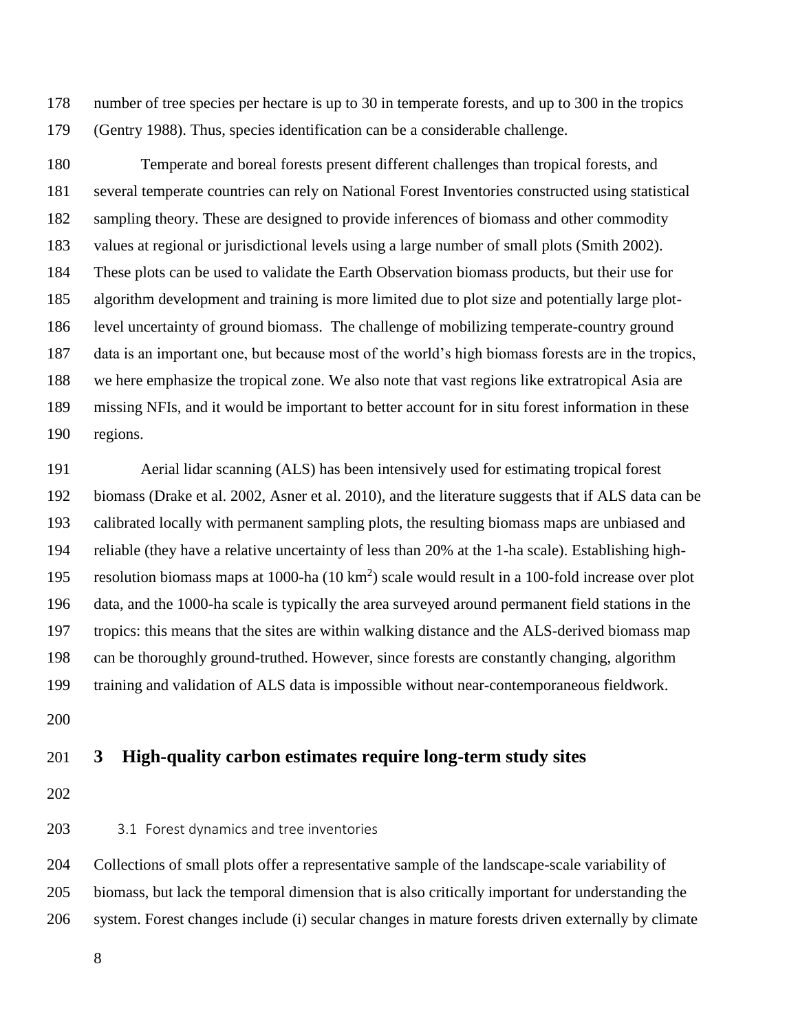number of tree species per hectare is up to 30 in temperate forests, and up to 300 in the tropics (Gentry 1988). Thus, species identification can be a considerable challenge.

Temperate and boreal forests present different challenges than tropical forests, and several temperate countries can rely on National Forest Inventories constructed using statistical sampling theory. These are designed to provide inferences of biomass and other commodity values at regional or jurisdictional levels using a large number of small plots (Smith 2002). These plots can be used to validate the Earth Observation biomass products, but their use for algorithm development and training is more limited due to plot size and potentially large plot-level uncertainty of ground biomass. The challenge of mobilizing temperate-country ground data is an important one, but because most of the world's high biomass forests are in the tropics, we here emphasize the tropical zone. We also note that vast regions like extratropical Asia are missing NFIs, and it would be important to better account for in situ forest information in these regions.

Aerial lidar scanning (ALS) has been intensively used for estimating tropical forest biomass (Drake et al. 2002, Asner et al. 2010), and the literature suggests that if ALS data can be calibrated locally with permanent sampling plots, the resulting biomass maps are unbiased and reliable (they have a relative uncertainty of less than 20% at the 1-ha scale). Establishing high-resolution biomass maps at 1000-ha (10 $km^2$) scale would result in a 100-fold increase over plot data, and the 1000-ha scale is typically the area surveyed around permanent field stations in the tropics: this means that the sites are within walking distance and the ALS-derived biomass map can be thoroughly ground-truthed. However, since forests are constantly changing, algorithm training and validation of ALS data is impossible without near-contemporaneous fieldwork.

# 3 High-quality carbon estimates require long-term study sites

## 3.1 Forest dynamics and tree inventories

Collections of small plots offer a representative sample of the landscape-scale variability of biomass, but lack the temporal dimension that is also critically important for understanding the system. Forest changes include (i) secular changes in mature forests driven externally by climate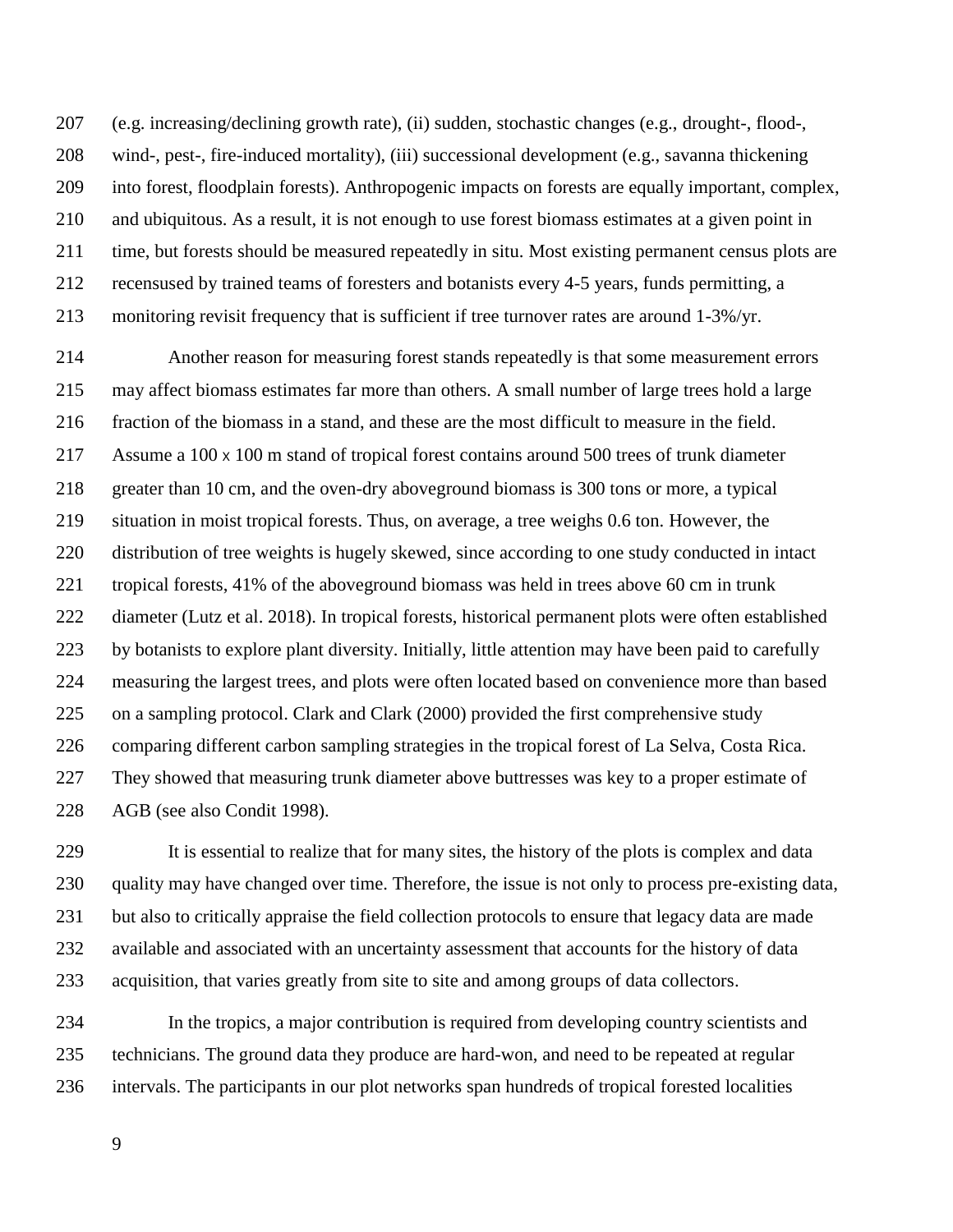(e.g. increasing/declining growth rate), (ii) sudden, stochastic changes (e.g., drought-, flood-, wind-, pest-, fire-induced mortality), (iii) successional development (e.g., savanna thickening into forest, floodplain forests). Anthropogenic impacts on forests are equally important, complex, and ubiquitous. As a result, it is not enough to use forest biomass estimates at a given point in time, but forests should be measured repeatedly in situ. Most existing permanent census plots are recensused by trained teams of foresters and botanists every 4-5 years, funds permitting, a monitoring revisit frequency that is sufficient if tree turnover rates are around 1-3%/yr.

Another reason for measuring forest stands repeatedly is that some measurement errors may affect biomass estimates far more than others. A small number of large trees hold a large fraction of the biomass in a stand, and these are the most difficult to measure in the field. Assume a 100 x 100 m stand of tropical forest contains around 500 trees of trunk diameter greater than 10 cm, and the oven-dry aboveground biomass is 300 tons or more, a typical situation in moist tropical forests. Thus, on average, a tree weighs 0.6 ton. However, the distribution of tree weights is hugely skewed, since according to one study conducted in intact tropical forests, 41% of the aboveground biomass was held in trees above 60 cm in trunk diameter (Lutz et al. 2018). In tropical forests, historical permanent plots were often established by botanists to explore plant diversity. Initially, little attention may have been paid to carefully measuring the largest trees, and plots were often located based on convenience more than based on a sampling protocol. Clark and Clark (2000) provided the first comprehensive study comparing different carbon sampling strategies in the tropical forest of La Selva, Costa Rica. They showed that measuring trunk diameter above buttresses was key to a proper estimate of AGB (see also Condit 1998).

It is essential to realize that for many sites, the history of the plots is complex and data quality may have changed over time. Therefore, the issue is not only to process pre-existing data, but also to critically appraise the field collection protocols to ensure that legacy data are made available and associated with an uncertainty assessment that accounts for the history of data acquisition, that varies greatly from site to site and among groups of data collectors.

In the tropics, a major contribution is required from developing country scientists and technicians. The ground data they produce are hard-won, and need to be repeated at regular intervals. The participants in our plot networks span hundreds of tropical forested localities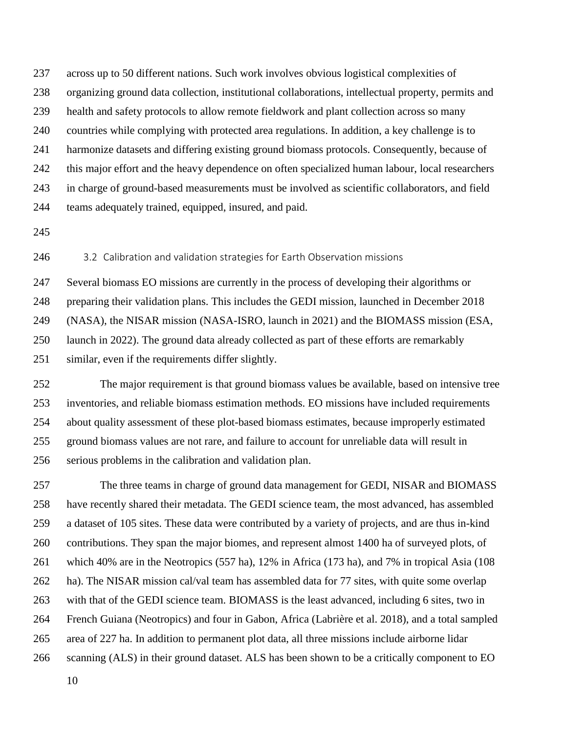across up to 50 different nations. Such work involves obvious logistical complexities of organizing ground data collection, institutional collaborations, intellectual property, permits and health and safety protocols to allow remote fieldwork and plant collection across so many countries while complying with protected area regulations. In addition, a key challenge is to harmonize datasets and differing existing ground biomass protocols. Consequently, because of this major effort and the heavy dependence on often specialized human labour, local researchers in charge of ground-based measurements must be involved as scientific collaborators, and field teams adequately trained, equipped, insured, and paid.

### 3.2 Calibration and validation strategies for Earth Observation missions

Several biomass EO missions are currently in the process of developing their algorithms or preparing their validation plans. This includes the GEDI mission, launched in December 2018 (NASA), the NISAR mission (NASA-ISRO, launch in 2021) and the BIOMASS mission (ESA, launch in 2022). The ground data already collected as part of these efforts are remarkably similar, even if the requirements differ slightly.

The major requirement is that ground biomass values be available, based on intensive tree inventories, and reliable biomass estimation methods. EO missions have included requirements about quality assessment of these plot-based biomass estimates, because improperly estimated ground biomass values are not rare, and failure to account for unreliable data will result in serious problems in the calibration and validation plan.

The three teams in charge of ground data management for GEDI, NISAR and BIOMASS have recently shared their metadata. The GEDI science team, the most advanced, has assembled a dataset of 105 sites. These data were contributed by a variety of projects, and are thus in-kind contributions. They span the major biomes, and represent almost 1400 ha of surveyed plots, of which 40% are in the Neotropics (557 ha), 12% in Africa (173 ha), and 7% in tropical Asia (108 ha). The NISAR mission cal/val team has assembled data for 77 sites, with quite some overlap with that of the GEDI science team. BIOMASS is the least advanced, including 6 sites, two in French Guiana (Neotropics) and four in Gabon, Africa (Labrière et al. 2018), and a total sampled area of 227 ha. In addition to permanent plot data, all three missions include airborne lidar scanning (ALS) in their ground dataset. ALS has been shown to be a critically component to EO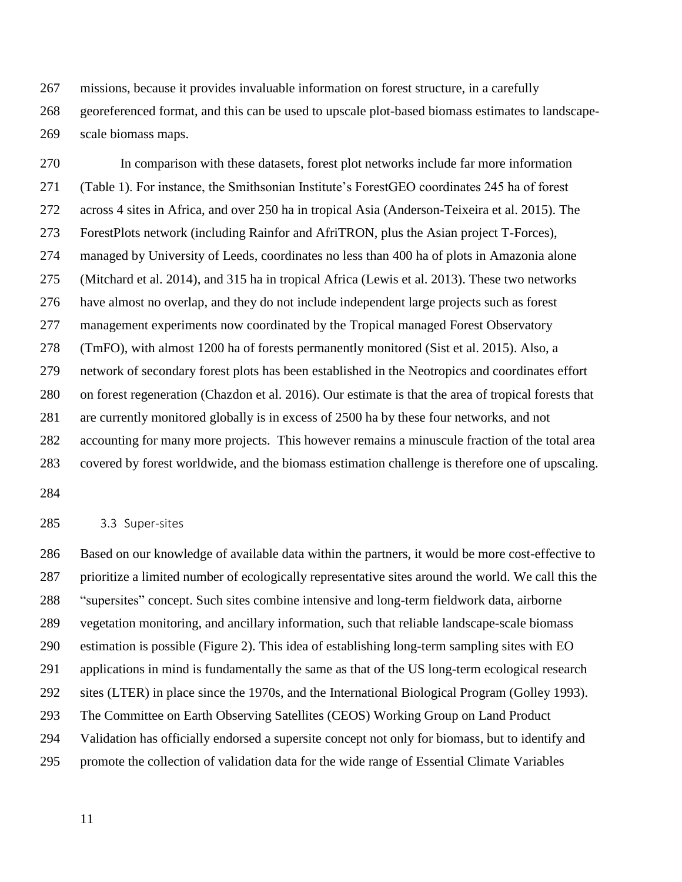missions, because it provides invaluable information on forest structure, in a carefully georeferenced format, and this can be used to upscale plot-based biomass estimates to landscape-scale biomass maps.

In comparison with these datasets, forest plot networks include far more information (Table 1). For instance, the Smithsonian Institute's ForestGEO coordinates 245 ha of forest across 4 sites in Africa, and over 250 ha in tropical Asia (Anderson-Teixeira et al. 2015). The ForestPlots network (including Rainfor and AfriTRON, plus the Asian project T-Forces), managed by University of Leeds, coordinates no less than 400 ha of plots in Amazonia alone (Mitchard et al. 2014), and 315 ha in tropical Africa (Lewis et al. 2013). These two networks have almost no overlap, and they do not include independent large projects such as forest management experiments now coordinated by the Tropical managed Forest Observatory (TmFO), with almost 1200 ha of forests permanently monitored (Sist et al. 2015). Also, a network of secondary forest plots has been established in the Neotropics and coordinates effort on forest regeneration (Chazdon et al. 2016). Our estimate is that the area of tropical forests that are currently monitored globally is in excess of 2500 ha by these four networks, and not accounting for many more projects. This however remains a minuscule fraction of the total area covered by forest worldwide, and the biomass estimation challenge is therefore one of upscaling.

### 3.3 Super-sites

Based on our knowledge of available data within the partners, it would be more cost-effective to prioritize a limited number of ecologically representative sites around the world. We call this the "supersites" concept. Such sites combine intensive and long-term fieldwork data, airborne vegetation monitoring, and ancillary information, such that reliable landscape-scale biomass estimation is possible (Figure 2). This idea of establishing long-term sampling sites with EO applications in mind is fundamentally the same as that of the US long-term ecological research sites (LTER) in place since the 1970s, and the International Biological Program (Golley 1993). The Committee on Earth Observing Satellites (CEOS) Working Group on Land Product Validation has officially endorsed a supersite concept not only for biomass, but to identify and promote the collection of validation data for the wide range of Essential Climate Variables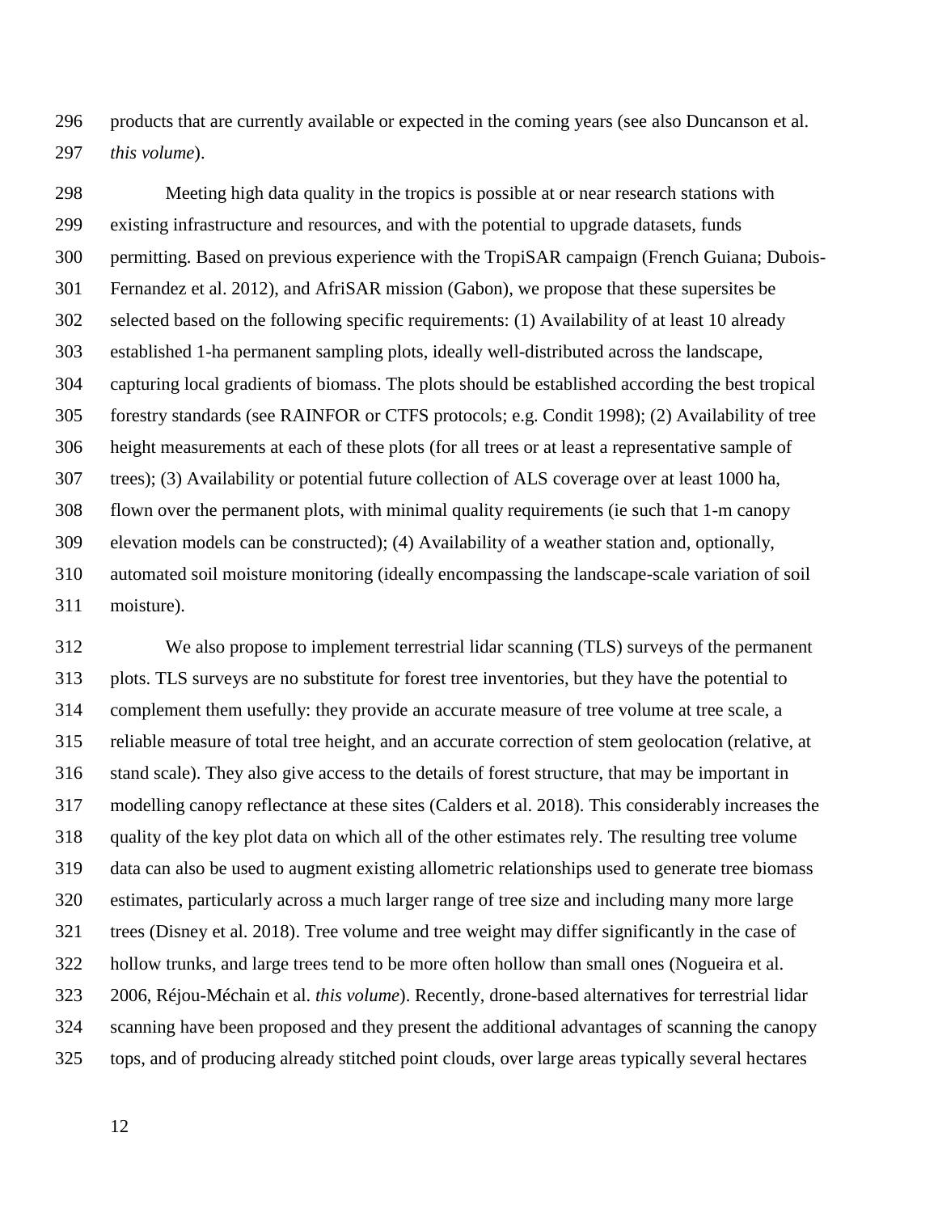products that are currently available or expected in the coming years (see also Duncanson et al. *this volume*).

Meeting high data quality in the tropics is possible at or near research stations with existing infrastructure and resources, and with the potential to upgrade datasets, funds permitting. Based on previous experience with the TropiSAR campaign (French Guiana; Dubois-Fernandez et al. 2012), and AfriSAR mission (Gabon), we propose that these supersites be selected based on the following specific requirements: (1) Availability of at least 10 already established 1-ha permanent sampling plots, ideally well-distributed across the landscape, capturing local gradients of biomass. The plots should be established according the best tropical forestry standards (see RAINFOR or CTFS protocols; e.g. Condit 1998); (2) Availability of tree height measurements at each of these plots (for all trees or at least a representative sample of trees); (3) Availability or potential future collection of ALS coverage over at least 1000 ha, flown over the permanent plots, with minimal quality requirements (ie such that 1-m canopy elevation models can be constructed); (4) Availability of a weather station and, optionally, automated soil moisture monitoring (ideally encompassing the landscape-scale variation of soil moisture).

We also propose to implement terrestrial lidar scanning (TLS) surveys of the permanent plots. TLS surveys are no substitute for forest tree inventories, but they have the potential to complement them usefully: they provide an accurate measure of tree volume at tree scale, a reliable measure of total tree height, and an accurate correction of stem geolocation (relative, at stand scale). They also give access to the details of forest structure, that may be important in modelling canopy reflectance at these sites (Calders et al. 2018). This considerably increases the quality of the key plot data on which all of the other estimates rely. The resulting tree volume data can also be used to augment existing allometric relationships used to generate tree biomass estimates, particularly across a much larger range of tree size and including many more large trees (Disney et al. 2018). Tree volume and tree weight may differ significantly in the case of hollow trunks, and large trees tend to be more often hollow than small ones (Nogueira et al. 2006, Réjou-Méchain et al. *this volume*). Recently, drone-based alternatives for terrestrial lidar scanning have been proposed and they present the additional advantages of scanning the canopy tops, and of producing already stitched point clouds, over large areas typically several hectares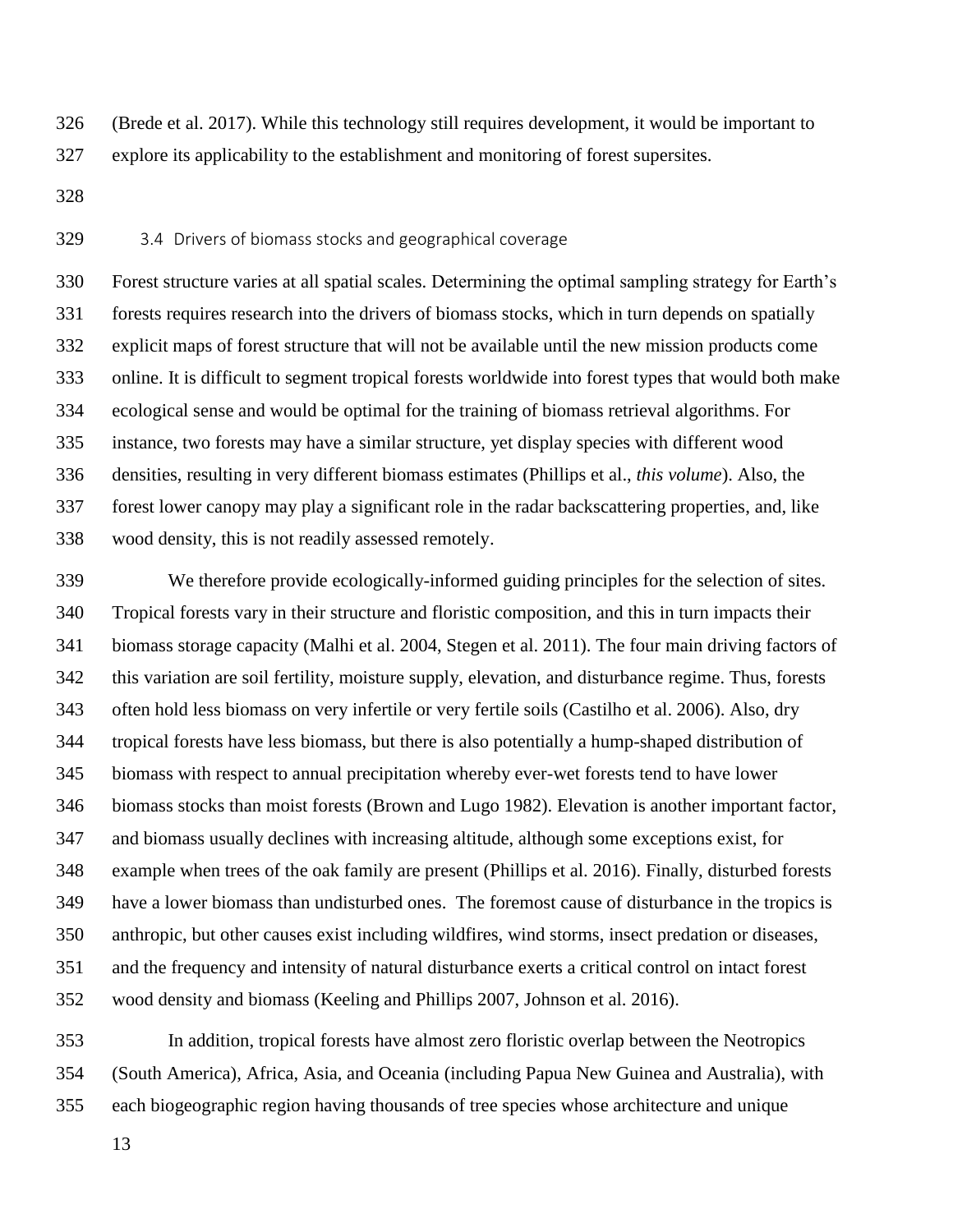(Brede et al. 2017). While this technology still requires development, it would be important to explore its applicability to the establishment and monitoring of forest supersites.

### 3.4 Drivers of biomass stocks and geographical coverage

Forest structure varies at all spatial scales. Determining the optimal sampling strategy for Earth's forests requires research into the drivers of biomass stocks, which in turn depends on spatially explicit maps of forest structure that will not be available until the new mission products come online. It is difficult to segment tropical forests worldwide into forest types that would both make ecological sense and would be optimal for the training of biomass retrieval algorithms. For instance, two forests may have a similar structure, yet display species with different wood densities, resulting in very different biomass estimates (Phillips et al., *this volume*). Also, the forest lower canopy may play a significant role in the radar backscattering properties, and, like wood density, this is not readily assessed remotely.

We therefore provide ecologically-informed guiding principles for the selection of sites. Tropical forests vary in their structure and floristic composition, and this in turn impacts their biomass storage capacity (Malhi et al. 2004, Stegen et al. 2011). The four main driving factors of this variation are soil fertility, moisture supply, elevation, and disturbance regime. Thus, forests often hold less biomass on very infertile or very fertile soils (Castilho et al. 2006). Also, dry tropical forests have less biomass, but there is also potentially a hump-shaped distribution of biomass with respect to annual precipitation whereby ever-wet forests tend to have lower biomass stocks than moist forests (Brown and Lugo 1982). Elevation is another important factor, and biomass usually declines with increasing altitude, although some exceptions exist, for example when trees of the oak family are present (Phillips et al. 2016). Finally, disturbed forests have a lower biomass than undisturbed ones. The foremost cause of disturbance in the tropics is anthropic, but other causes exist including wildfires, wind storms, insect predation or diseases, and the frequency and intensity of natural disturbance exerts a critical control on intact forest wood density and biomass (Keeling and Phillips 2007, Johnson et al. 2016).

In addition, tropical forests have almost zero floristic overlap between the Neotropics (South America), Africa, Asia, and Oceania (including Papua New Guinea and Australia), with each biogeographic region having thousands of tree species whose architecture and unique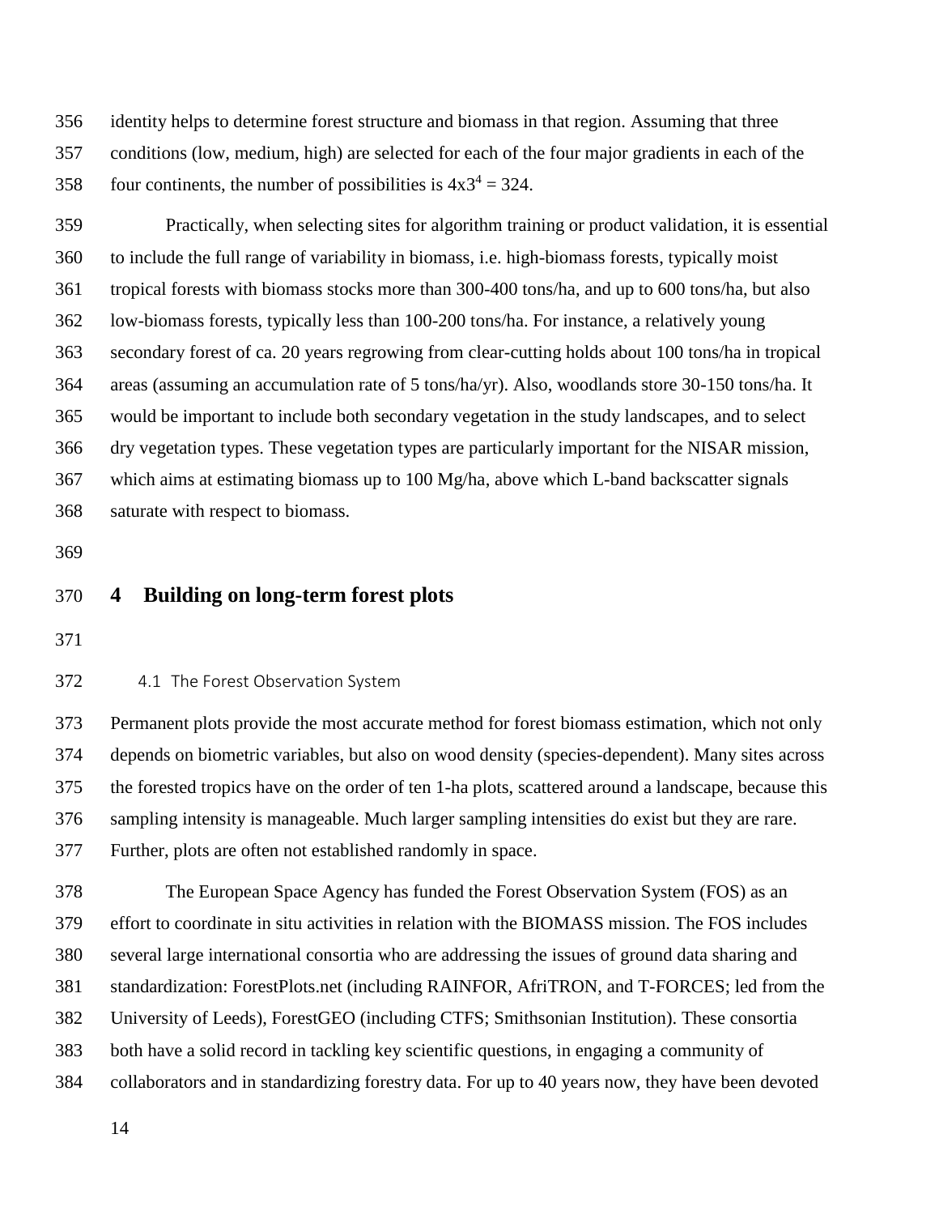identity helps to determine forest structure and biomass in that region. Assuming that three conditions (low, medium, high) are selected for each of the four major gradients in each of the four continents, the number of possibilities is $4x3^4 = 324$.

Practically, when selecting sites for algorithm training or product validation, it is essential to include the full range of variability in biomass, i.e. high-biomass forests, typically moist tropical forests with biomass stocks more than 300-400 tons/ha, and up to 600 tons/ha, but also low-biomass forests, typically less than 100-200 tons/ha. For instance, a relatively young secondary forest of ca. 20 years regrowing from clear-cutting holds about 100 tons/ha in tropical areas (assuming an accumulation rate of 5 tons/ha/yr). Also, woodlands store 30-150 tons/ha. It would be important to include both secondary vegetation in the study landscapes, and to select dry vegetation types. These vegetation types are particularly important for the NISAR mission, which aims at estimating biomass up to 100 Mg/ha, above which L-band backscatter signals saturate with respect to biomass.

# 4 Building on long-term forest plots

## 4.1 The Forest Observation System

Permanent plots provide the most accurate method for forest biomass estimation, which not only depends on biometric variables, but also on wood density (species-dependent). Many sites across the forested tropics have on the order of ten 1-ha plots, scattered around a landscape, because this sampling intensity is manageable. Much larger sampling intensities do exist but they are rare. Further, plots are often not established randomly in space.

The European Space Agency has funded the Forest Observation System (FOS) as an effort to coordinate in situ activities in relation with the BIOMASS mission. The FOS includes several large international consortia who are addressing the issues of ground data sharing and standardization: ForestPlots.net (including RAINFOR, AfriTRON, and T-FORCES; led from the University of Leeds), ForestGEO (including CTFS; Smithsonian Institution). These consortia both have a solid record in tackling key scientific questions, in engaging a community of collaborators and in standardizing forestry data. For up to 40 years now, they have been devoted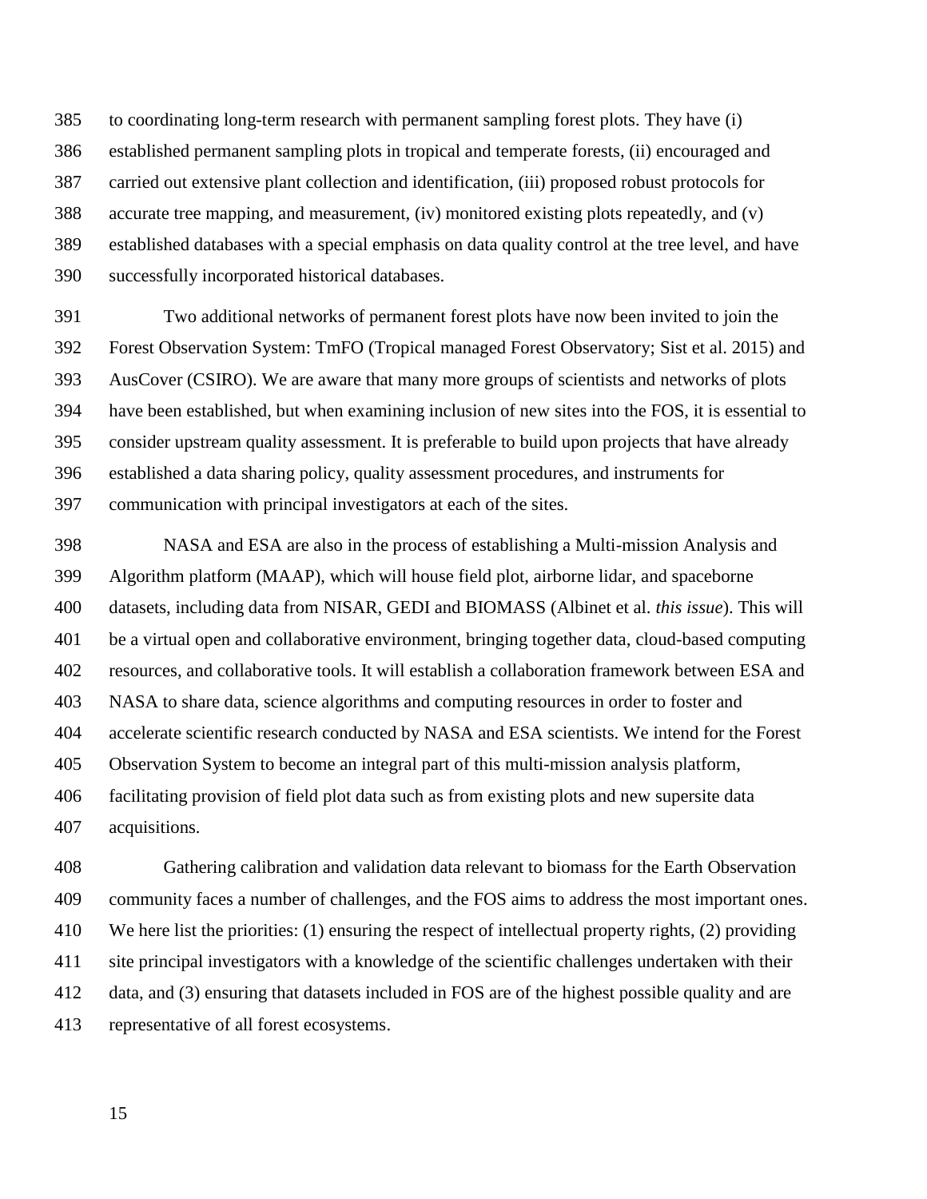to coordinating long-term research with permanent sampling forest plots. They have (i) established permanent sampling plots in tropical and temperate forests, (ii) encouraged and carried out extensive plant collection and identification, (iii) proposed robust protocols for accurate tree mapping, and measurement, (iv) monitored existing plots repeatedly, and (v) established databases with a special emphasis on data quality control at the tree level, and have successfully incorporated historical databases.

Two additional networks of permanent forest plots have now been invited to join the Forest Observation System: TmFO (Tropical managed Forest Observatory; Sist et al. 2015) and AusCover (CSIRO). We are aware that many more groups of scientists and networks of plots have been established, but when examining inclusion of new sites into the FOS, it is essential to consider upstream quality assessment. It is preferable to build upon projects that have already established a data sharing policy, quality assessment procedures, and instruments for communication with principal investigators at each of the sites.

NASA and ESA are also in the process of establishing a Multi-mission Analysis and Algorithm platform (MAAP), which will house field plot, airborne lidar, and spaceborne datasets, including data from NISAR, GEDI and BIOMASS (Albinet et al. *this issue*). This will be a virtual open and collaborative environment, bringing together data, cloud-based computing resources, and collaborative tools. It will establish a collaboration framework between ESA and NASA to share data, science algorithms and computing resources in order to foster and accelerate scientific research conducted by NASA and ESA scientists. We intend for the Forest Observation System to become an integral part of this multi-mission analysis platform, facilitating provision of field plot data such as from existing plots and new supersite data acquisitions.

Gathering calibration and validation data relevant to biomass for the Earth Observation community faces a number of challenges, and the FOS aims to address the most important ones. We here list the priorities: (1) ensuring the respect of intellectual property rights, (2) providing site principal investigators with a knowledge of the scientific challenges undertaken with their data, and (3) ensuring that datasets included in FOS are of the highest possible quality and are representative of all forest ecosystems.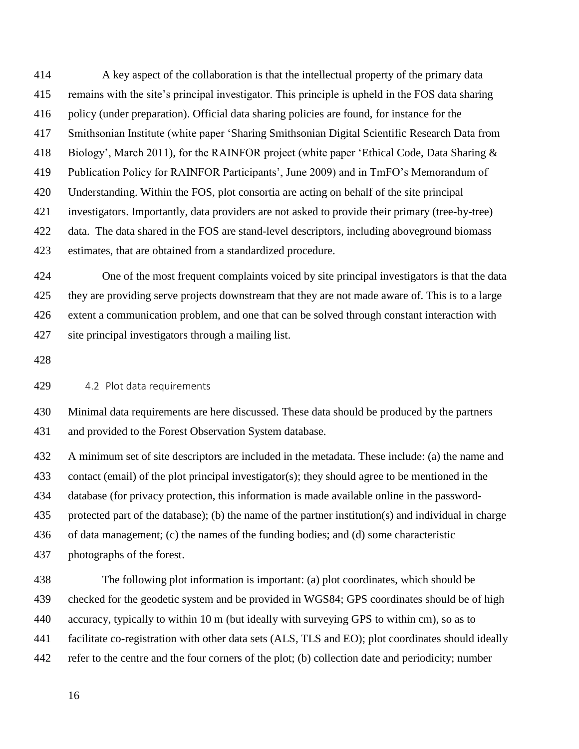A key aspect of the collaboration is that the intellectual property of the primary data remains with the site's principal investigator. This principle is upheld in the FOS data sharing policy (under preparation). Official data sharing policies are found, for instance for the Smithsonian Institute (white paper 'Sharing Smithsonian Digital Scientific Research Data from Biology', March 2011), for the RAINFOR project (white paper 'Ethical Code, Data Sharing & Publication Policy for RAINFOR Participants', June 2009) and in TmFO's Memorandum of Understanding. Within the FOS, plot consortia are acting on behalf of the site principal investigators. Importantly, data providers are not asked to provide their primary (tree-by-tree) data. The data shared in the FOS are stand-level descriptors, including aboveground biomass estimates, that are obtained from a standardized procedure.

One of the most frequent complaints voiced by site principal investigators is that the data they are providing serve projects downstream that they are not made aware of. This is to a large extent a communication problem, and one that can be solved through constant interaction with site principal investigators through a mailing list.

### 4.2 Plot data requirements

Minimal data requirements are here discussed. These data should be produced by the partners and provided to the Forest Observation System database.

A minimum set of site descriptors are included in the metadata. These include: (a) the name and contact (email) of the plot principal investigator(s); they should agree to be mentioned in the database (for privacy protection, this information is made available online in the password-protected part of the database); (b) the name of the partner institution(s) and individual in charge of data management; (c) the names of the funding bodies; and (d) some characteristic photographs of the forest.

The following plot information is important: (a) plot coordinates, which should be checked for the geodetic system and be provided in WGS84; GPS coordinates should be of high accuracy, typically to within 10 m (but ideally with surveying GPS to within cm), so as to facilitate co-registration with other data sets (ALS, TLS and EO); plot coordinates should ideally refer to the centre and the four corners of the plot; (b) collection date and periodicity; number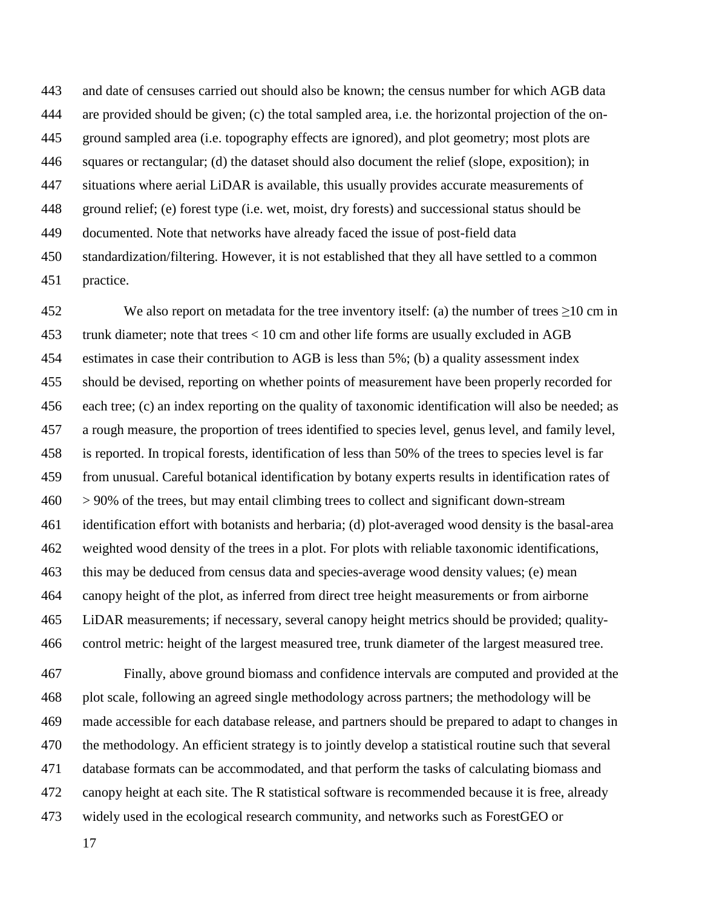and date of censuses carried out should also be known; the census number for which AGB data are provided should be given; (c) the total sampled area, i.e. the horizontal projection of the on-ground sampled area (i.e. topography effects are ignored), and plot geometry; most plots are squares or rectangular; (d) the dataset should also document the relief (slope, exposition); in situations where aerial LiDAR is available, this usually provides accurate measurements of ground relief; (e) forest type (i.e. wet, moist, dry forests) and successional status should be documented. Note that networks have already faced the issue of post-field data standardization/filtering. However, it is not established that they all have settled to a common practice.

We also report on metadata for the tree inventory itself: (a) the number of trees ≥10 cm in trunk diameter; note that trees < 10 cm and other life forms are usually excluded in AGB estimates in case their contribution to AGB is less than 5%; (b) a quality assessment index should be devised, reporting on whether points of measurement have been properly recorded for each tree; (c) an index reporting on the quality of taxonomic identification will also be needed; as a rough measure, the proportion of trees identified to species level, genus level, and family level, is reported. In tropical forests, identification of less than 50% of the trees to species level is far from unusual. Careful botanical identification by botany experts results in identification rates of > 90% of the trees, but may entail climbing trees to collect and significant down-stream identification effort with botanists and herbaria; (d) plot-averaged wood density is the basal-area weighted wood density of the trees in a plot. For plots with reliable taxonomic identifications, this may be deduced from census data and species-average wood density values; (e) mean canopy height of the plot, as inferred from direct tree height measurements or from airborne LiDAR measurements; if necessary, several canopy height metrics should be provided; quality-control metric: height of the largest measured tree, trunk diameter of the largest measured tree.

Finally, above ground biomass and confidence intervals are computed and provided at the plot scale, following an agreed single methodology across partners; the methodology will be made accessible for each database release, and partners should be prepared to adapt to changes in the methodology. An efficient strategy is to jointly develop a statistical routine such that several database formats can be accommodated, and that perform the tasks of calculating biomass and canopy height at each site. The R statistical software is recommended because it is free, already widely used in the ecological research community, and networks such as ForestGEO or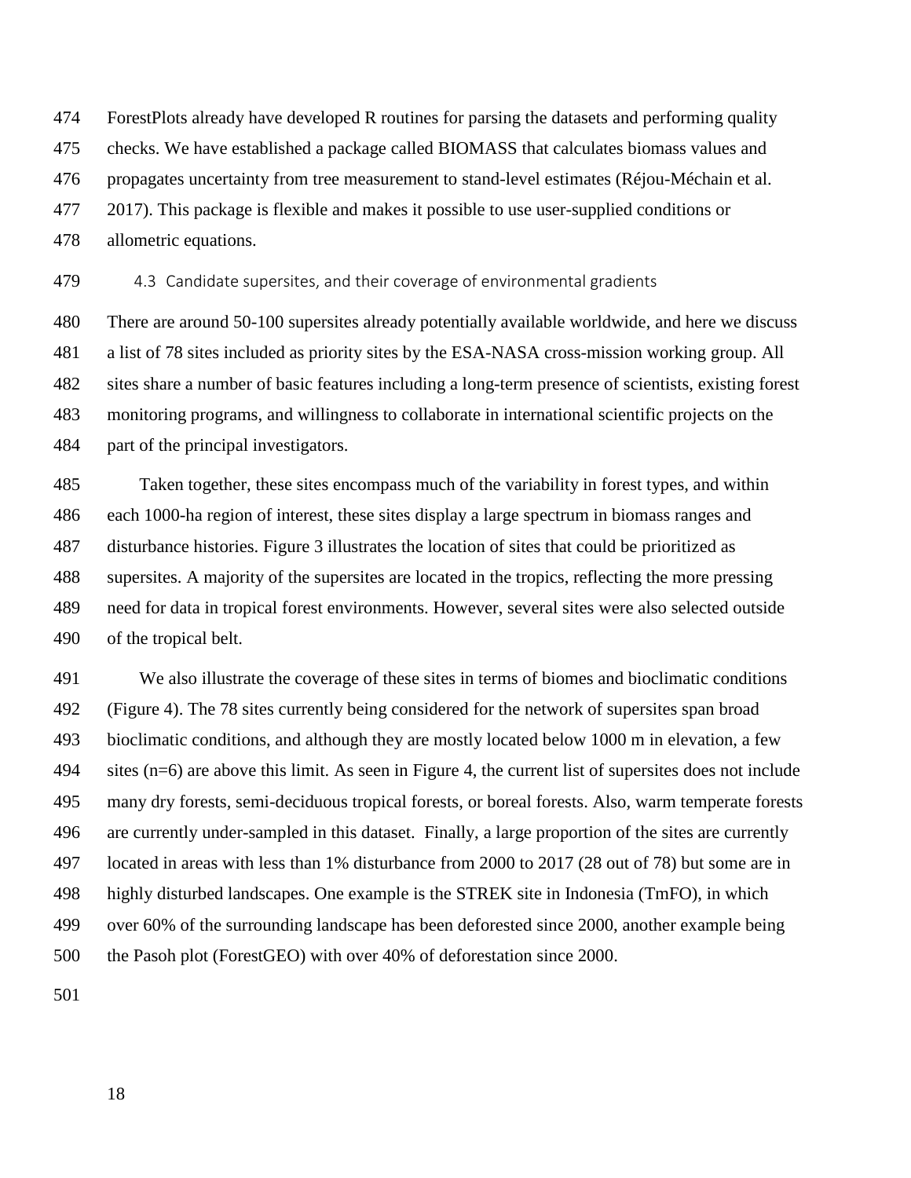ForestPlots already have developed R routines for parsing the datasets and performing quality checks. We have established a package called BIOMASS that calculates biomass values and propagates uncertainty from tree measurement to stand-level estimates (Réjou-Méchain et al. 2017). This package is flexible and makes it possible to use user-supplied conditions or allometric equations.

### 4.3 Candidate supersites, and their coverage of environmental gradients

There are around 50-100 supersites already potentially available worldwide, and here we discuss a list of 78 sites included as priority sites by the ESA-NASA cross-mission working group. All sites share a number of basic features including a long-term presence of scientists, existing forest monitoring programs, and willingness to collaborate in international scientific projects on the part of the principal investigators.

Taken together, these sites encompass much of the variability in forest types, and within each 1000-ha region of interest, these sites display a large spectrum in biomass ranges and disturbance histories. Figure 3 illustrates the location of sites that could be prioritized as supersites. A majority of the supersites are located in the tropics, reflecting the more pressing need for data in tropical forest environments. However, several sites were also selected outside of the tropical belt.

We also illustrate the coverage of these sites in terms of biomes and bioclimatic conditions (Figure 4). The 78 sites currently being considered for the network of supersites span broad bioclimatic conditions, and although they are mostly located below 1000 m in elevation, a few sites (n=6) are above this limit. As seen in Figure 4, the current list of supersites does not include many dry forests, semi-deciduous tropical forests, or boreal forests. Also, warm temperate forests are currently under-sampled in this dataset. Finally, a large proportion of the sites are currently located in areas with less than 1% disturbance from 2000 to 2017 (28 out of 78) but some are in highly disturbed landscapes. One example is the STREK site in Indonesia (TmFO), in which over 60% of the surrounding landscape has been deforested since 2000, another example being the Pasoh plot (ForestGEO) with over 40% of deforestation since 2000.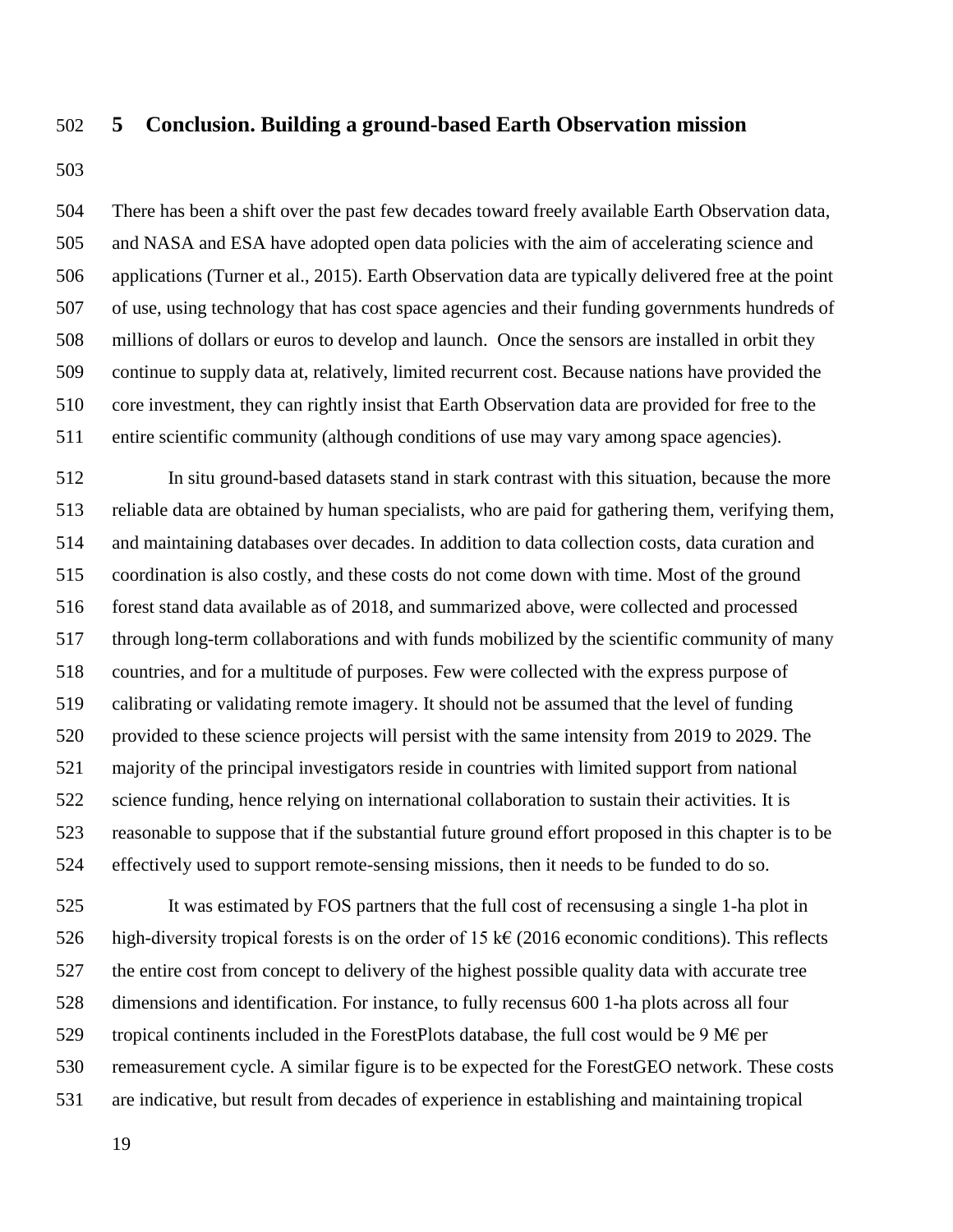## 5 Conclusion. Building a ground-based Earth Observation mission

There has been a shift over the past few decades toward freely available Earth Observation data, and NASA and ESA have adopted open data policies with the aim of accelerating science and applications (Turner et al., 2015). Earth Observation data are typically delivered free at the point of use, using technology that has cost space agencies and their funding governments hundreds of millions of dollars or euros to develop and launch. Once the sensors are installed in orbit they continue to supply data at, relatively, limited recurrent cost. Because nations have provided the core investment, they can rightly insist that Earth Observation data are provided for free to the entire scientific community (although conditions of use may vary among space agencies).

In situ ground-based datasets stand in stark contrast with this situation, because the more reliable data are obtained by human specialists, who are paid for gathering them, verifying them, and maintaining databases over decades. In addition to data collection costs, data curation and coordination is also costly, and these costs do not come down with time. Most of the ground forest stand data available as of 2018, and summarized above, were collected and processed through long-term collaborations and with funds mobilized by the scientific community of many countries, and for a multitude of purposes. Few were collected with the express purpose of calibrating or validating remote imagery. It should not be assumed that the level of funding provided to these science projects will persist with the same intensity from 2019 to 2029. The majority of the principal investigators reside in countries with limited support from national science funding, hence relying on international collaboration to sustain their activities. It is reasonable to suppose that if the substantial future ground effort proposed in this chapter is to be effectively used to support remote-sensing missions, then it needs to be funded to do so.

It was estimated by FOS partners that the full cost of recensusing a single 1-ha plot in high-diversity tropical forests is on the order of 15 k€ (2016 economic conditions). This reflects the entire cost from concept to delivery of the highest possible quality data with accurate tree dimensions and identification. For instance, to fully recensus 600 1-ha plots across all four tropical continents included in the ForestPlots database, the full cost would be 9 M€ per remeasurement cycle. A similar figure is to be expected for the ForestGEO network. These costs are indicative, but result from decades of experience in establishing and maintaining tropical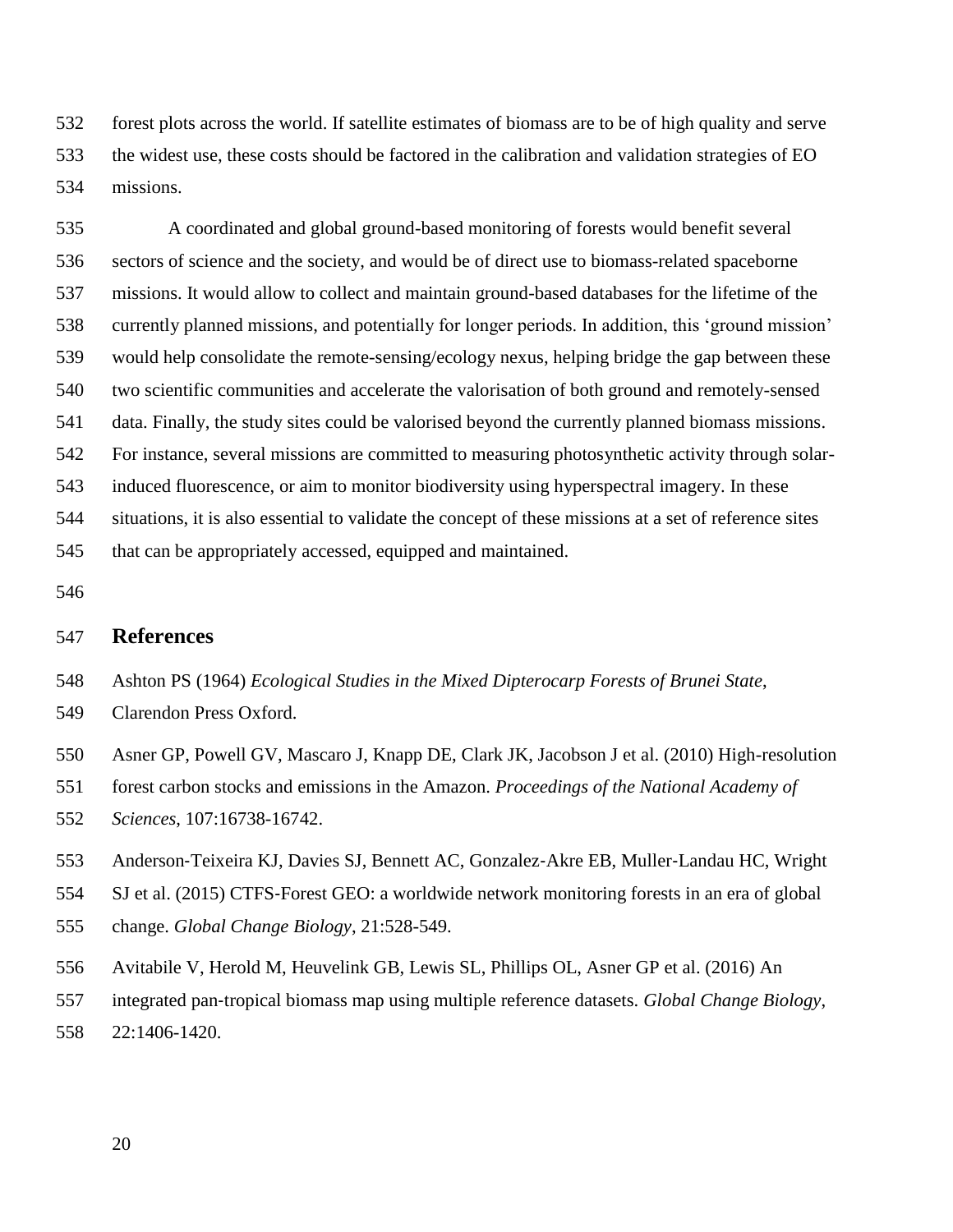forest plots across the world. If satellite estimates of biomass are to be of high quality and serve the widest use, these costs should be factored in the calibration and validation strategies of EO missions.

A coordinated and global ground-based monitoring of forests would benefit several sectors of science and the society, and would be of direct use to biomass-related spaceborne missions. It would allow to collect and maintain ground-based databases for the lifetime of the currently planned missions, and potentially for longer periods. In addition, this 'ground mission' would help consolidate the remote-sensing/ecology nexus, helping bridge the gap between these two scientific communities and accelerate the valorisation of both ground and remotely-sensed data. Finally, the study sites could be valorised beyond the currently planned biomass missions. For instance, several missions are committed to measuring photosynthetic activity through solar-induced fluorescence, or aim to monitor biodiversity using hyperspectral imagery. In these situations, it is also essential to validate the concept of these missions at a set of reference sites that can be appropriately accessed, equipped and maintained.

## References

Ashton PS (1964) *Ecological Studies in the Mixed Dipterocarp Forests of Brunei State*, Clarendon Press Oxford.

Asner GP, Powell GV, Mascaro J, Knapp DE, Clark JK, Jacobson J et al. (2010) High-resolution forest carbon stocks and emissions in the Amazon. *Proceedings of the National Academy of Sciences*, 107:16738-16742.

Anderson-Teixeira KJ, Davies SJ, Bennett AC, Gonzalez-Akre EB, Muller-Landau HC, Wright SJ et al. (2015) CTFS-Forest GEO: a worldwide network monitoring forests in an era of global change. *Global Change Biology*, 21:528-549.

Avitabile V, Herold M, Heuvelink GB, Lewis SL, Phillips OL, Asner GP et al. (2016) An integrated pan-tropical biomass map using multiple reference datasets. *Global Change Biology*, 22:1406-1420.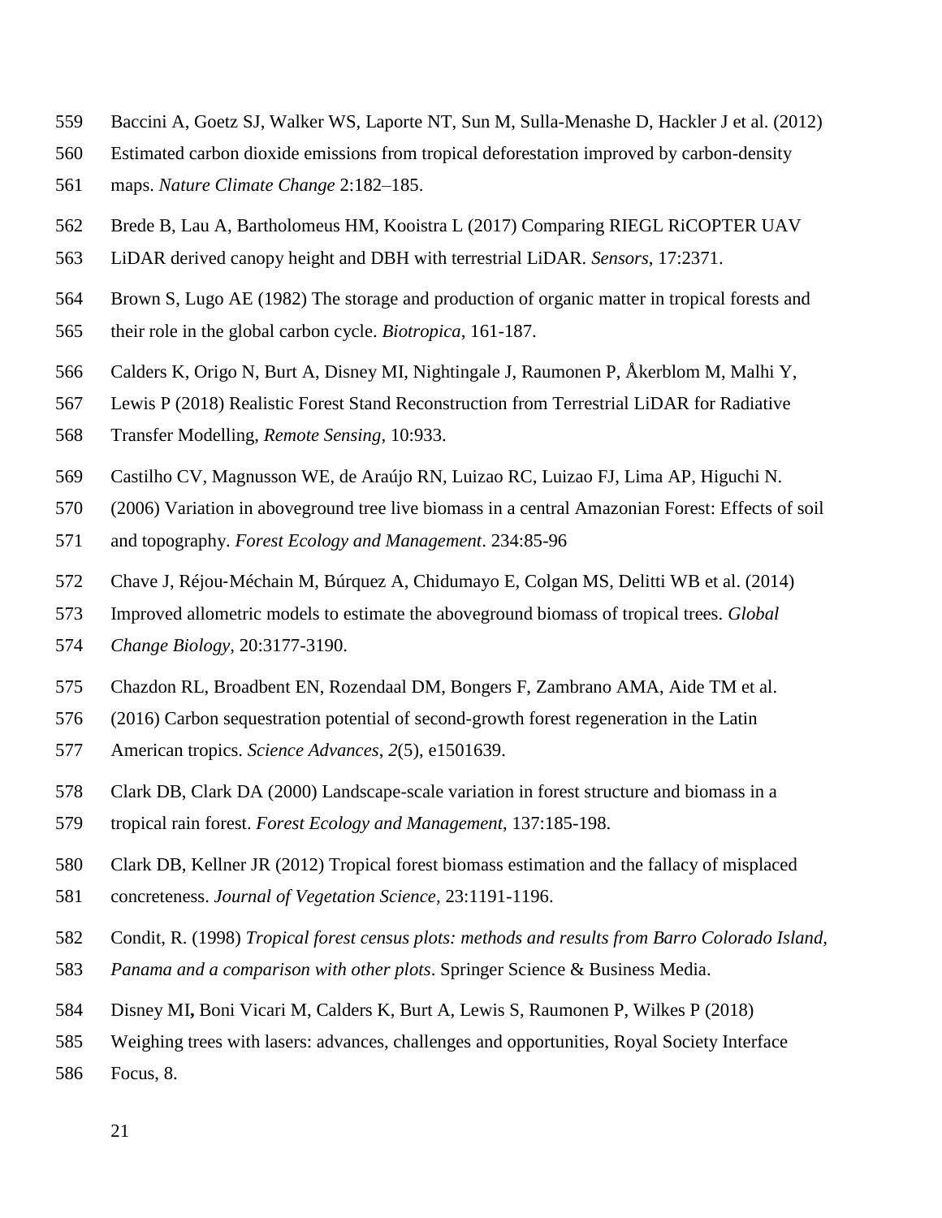Baccini A, Goetz SJ, Walker WS, Laporte NT, Sun M, Sulla-Menashe D, Hackler J et al. (2012) Estimated carbon dioxide emissions from tropical deforestation improved by carbon-density maps. *Nature Climate Change* 2:182–185.

Brede B, Lau A, Bartholomeus HM, Kooistra L (2017) Comparing RIEGL RiCOPTER UAV LiDAR derived canopy height and DBH with terrestrial LiDAR. *Sensors*, 17:2371.

Brown S, Lugo AE (1982) The storage and production of organic matter in tropical forests and their role in the global carbon cycle. *Biotropica*, 161-187.

Calders K, Origo N, Burt A, Disney MI, Nightingale J, Raumonen P, Åkerblom M, Malhi Y, Lewis P (2018) Realistic Forest Stand Reconstruction from Terrestrial LiDAR for Radiative Transfer Modelling, *Remote Sensing*, 10:933.

Castilho CV, Magnusson WE, de Araújo RN, Luizao RC, Luizao FJ, Lima AP, Higuchi N. (2006) Variation in aboveground tree live biomass in a central Amazonian Forest: Effects of soil and topography. *Forest Ecology and Management*. 234:85-96

Chave J, Réjou‐Méchain M, Búrquez A, Chidumayo E, Colgan MS, Delitti WB et al. (2014) Improved allometric models to estimate the aboveground biomass of tropical trees. *Global Change Biology*, 20:3177-3190.

Chazdon RL, Broadbent EN, Rozendaal DM, Bongers F, Zambrano AMA, Aide TM et al. (2016) Carbon sequestration potential of second-growth forest regeneration in the Latin American tropics. *Science Advances*, *2*(5), e1501639.

Clark DB, Clark DA (2000) Landscape-scale variation in forest structure and biomass in a tropical rain forest. *Forest Ecology and Management*, 137:185-198.

Clark DB, Kellner JR (2012) Tropical forest biomass estimation and the fallacy of misplaced concreteness. *Journal of Vegetation Science*, 23:1191-1196.

Condit, R. (1998) *Tropical forest census plots: methods and results from Barro Colorado Island, Panama and a comparison with other plots*. Springer Science & Business Media.

Disney MI**,** Boni Vicari M, Calders K, Burt A, Lewis S, Raumonen P, Wilkes P (2018) Weighing trees with lasers: advances, challenges and opportunities, Royal Society Interface Focus, 8.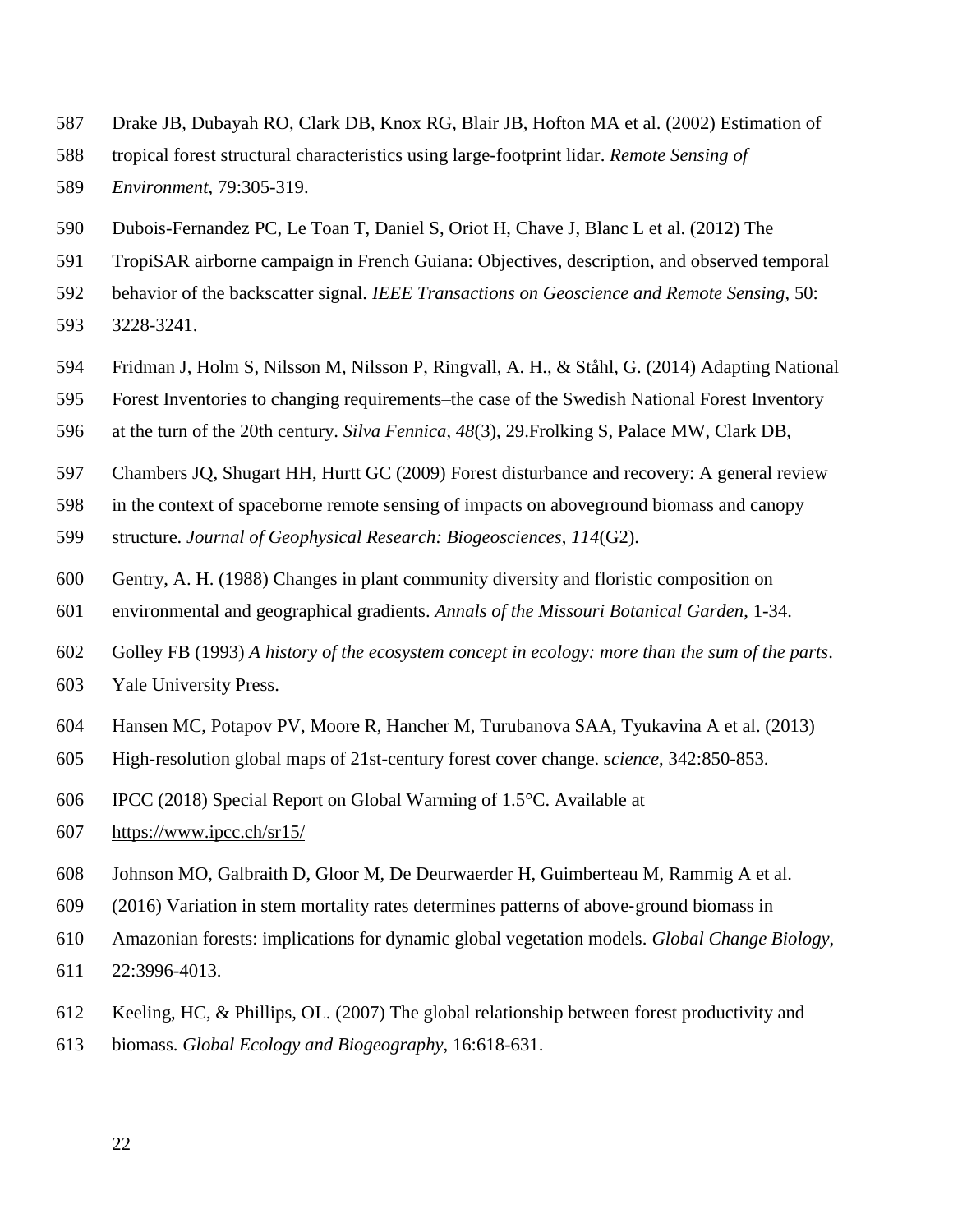Drake JB, Dubayah RO, Clark DB, Knox RG, Blair JB, Hofton MA et al. (2002) Estimation of tropical forest structural characteristics using large-footprint lidar. *Remote Sensing of Environment*, 79:305-319.

Dubois-Fernandez PC, Le Toan T, Daniel S, Oriot H, Chave J, Blanc L et al. (2012) The TropiSAR airborne campaign in French Guiana: Objectives, description, and observed temporal behavior of the backscatter signal. *IEEE Transactions on Geoscience and Remote Sensing*, 50: 3228-3241.

Fridman J, Holm S, Nilsson M, Nilsson P, Ringvall, A. H., & Ståhl, G. (2014) Adapting National Forest Inventories to changing requirements–the case of the Swedish National Forest Inventory at the turn of the 20th century. *Silva Fennica*, *48*(3), 29.Frolking S, Palace MW, Clark DB, Chambers JQ, Shugart HH, Hurtt GC (2009) Forest disturbance and recovery: A general review in the context of spaceborne remote sensing of impacts on aboveground biomass and canopy structure. *Journal of Geophysical Research: Biogeosciences*, *114*(G2).

Gentry, A. H. (1988) Changes in plant community diversity and floristic composition on environmental and geographical gradients. *Annals of the Missouri Botanical Garden*, 1-34.

Golley FB (1993) *A history of the ecosystem concept in ecology: more than the sum of the parts*. Yale University Press.

Hansen MC, Potapov PV, Moore R, Hancher M, Turubanova SAA, Tyukavina A et al. (2013) High-resolution global maps of 21st-century forest cover change. *science*, 342:850-853.

IPCC (2018) Special Report on Global Warming of 1.5°C. Available at https://www.ipcc.ch/sr15/

Johnson MO, Galbraith D, Gloor M, De Deurwaerder H, Guimberteau M, Rammig A et al. (2016) Variation in stem mortality rates determines patterns of above-ground biomass in Amazonian forests: implications for dynamic global vegetation models. *Global Change Biology*, 22:3996-4013.

Keeling, HC, & Phillips, OL. (2007) The global relationship between forest productivity and biomass. *Global Ecology and Biogeography*, 16:618-631.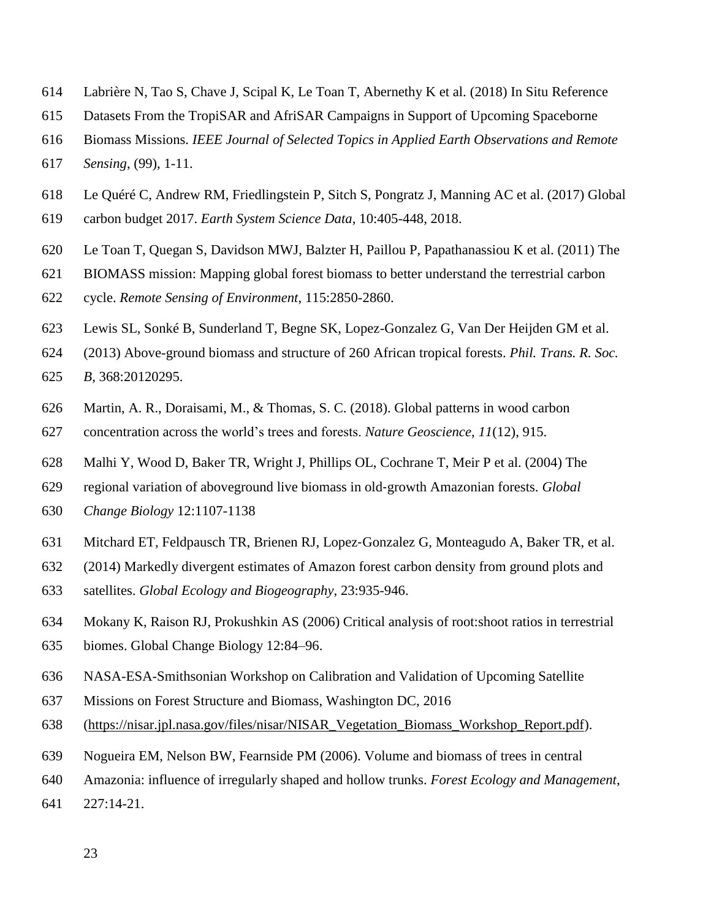Labrière N, Tao S, Chave J, Scipal K, Le Toan T, Abernethy K et al. (2018) In Situ Reference Datasets From the TropiSAR and AfriSAR Campaigns in Support of Upcoming Spaceborne Biomass Missions. *IEEE Journal of Selected Topics in Applied Earth Observations and Remote Sensing*, (99), 1-11.

Le Quéré C, Andrew RM, Friedlingstein P, Sitch S, Pongratz J, Manning AC et al. (2017) Global carbon budget 2017. *Earth System Science Data*, 10:405-448, 2018.

Le Toan T, Quegan S, Davidson MWJ, Balzter H, Paillou P, Papathanassiou K et al. (2011) The BIOMASS mission: Mapping global forest biomass to better understand the terrestrial carbon cycle. *Remote Sensing of Environment*, 115:2850-2860.

Lewis SL, Sonké B, Sunderland T, Begne SK, Lopez-Gonzalez G, Van Der Heijden GM et al. (2013) Above-ground biomass and structure of 260 African tropical forests. *Phil. Trans. R. Soc. B*, 368:20120295.

Martin, A. R., Doraisami, M., & Thomas, S. C. (2018). Global patterns in wood carbon concentration across the world's trees and forests. *Nature Geoscience*, *11*(12), 915.

Malhi Y, Wood D, Baker TR, Wright J, Phillips OL, Cochrane T, Meir P et al. (2004) The regional variation of aboveground live biomass in old-growth Amazonian forests. *Global Change Biology* 12:1107-1138

Mitchard ET, Feldpausch TR, Brienen RJ, Lopez-Gonzalez G, Monteagudo A, Baker TR, et al. (2014) Markedly divergent estimates of Amazon forest carbon density from ground plots and satellites. *Global Ecology and Biogeography*, 23:935-946.

Mokany K, Raison RJ, Prokushkin AS (2006) Critical analysis of root:shoot ratios in terrestrial biomes. Global Change Biology 12:84–96.

NASA-ESA-Smithsonian Workshop on Calibration and Validation of Upcoming Satellite Missions on Forest Structure and Biomass, Washington DC, 2016 (https://nisar.jpl.nasa.gov/files/nisar/NISAR_Vegetation_Biomass_Workshop_Report.pdf).

Nogueira EM, Nelson BW, Fearnside PM (2006). Volume and biomass of trees in central Amazonia: influence of irregularly shaped and hollow trunks. *Forest Ecology and Management*, 227:14-21.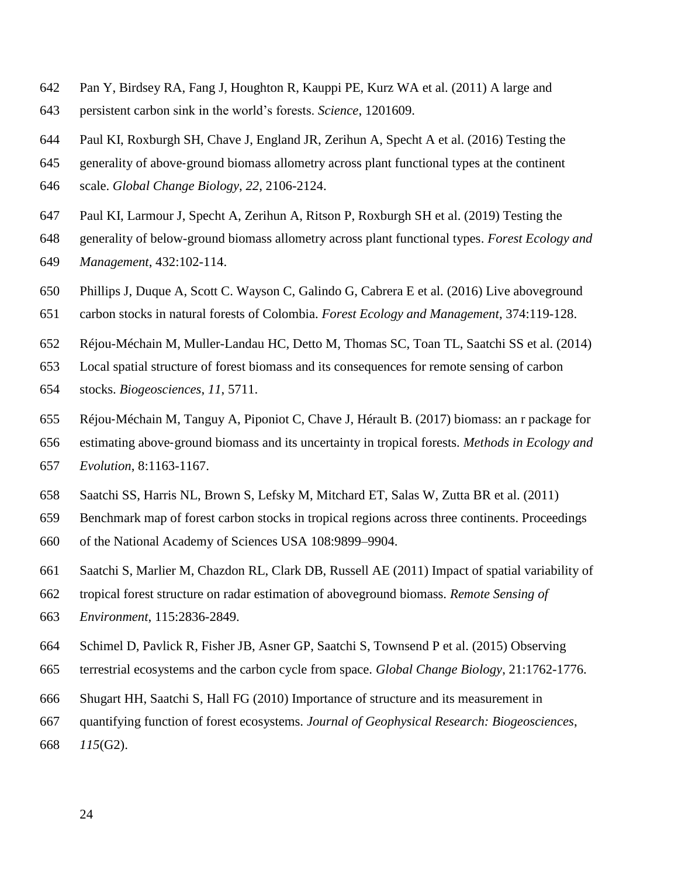Pan Y, Birdsey RA, Fang J, Houghton R, Kauppi PE, Kurz WA et al. (2011) A large and persistent carbon sink in the world's forests. *Science*, 1201609.

Paul KI, Roxburgh SH, Chave J, England JR, Zerihun A, Specht A et al. (2016) Testing the generality of above‐ground biomass allometry across plant functional types at the continent scale. *Global Change Biology*, *22*, 2106-2124.

Paul KI, Larmour J, Specht A, Zerihun A, Ritson P, Roxburgh SH et al. (2019) Testing the generality of below-ground biomass allometry across plant functional types. *Forest Ecology and Management*, 432:102-114.

Phillips J, Duque A, Scott C. Wayson C, Galindo G, Cabrera E et al. (2016) Live aboveground carbon stocks in natural forests of Colombia. *Forest Ecology and Management*, 374:119-128.

Réjou-Méchain M, Muller-Landau HC, Detto M, Thomas SC, Toan TL, Saatchi SS et al. (2014) Local spatial structure of forest biomass and its consequences for remote sensing of carbon stocks. *Biogeosciences*, *11*, 5711.

Réjou‐Méchain M, Tanguy A, Piponiot C, Chave J, Hérault B. (2017) biomass: an r package for estimating above‐ground biomass and its uncertainty in tropical forests. *Methods in Ecology and Evolution*, 8:1163-1167.

Saatchi SS, Harris NL, Brown S, Lefsky M, Mitchard ET, Salas W, Zutta BR et al. (2011) Benchmark map of forest carbon stocks in tropical regions across three continents. Proceedings of the National Academy of Sciences USA 108:9899–9904.

Saatchi S, Marlier M, Chazdon RL, Clark DB, Russell AE (2011) Impact of spatial variability of tropical forest structure on radar estimation of aboveground biomass. *Remote Sensing of Environment*, 115:2836-2849.

Schimel D, Pavlick R, Fisher JB, Asner GP, Saatchi S, Townsend P et al. (2015) Observing terrestrial ecosystems and the carbon cycle from space. *Global Change Biology*, 21:1762-1776.

Shugart HH, Saatchi S, Hall FG (2010) Importance of structure and its measurement in quantifying function of forest ecosystems. *Journal of Geophysical Research: Biogeosciences*, *115*(G2).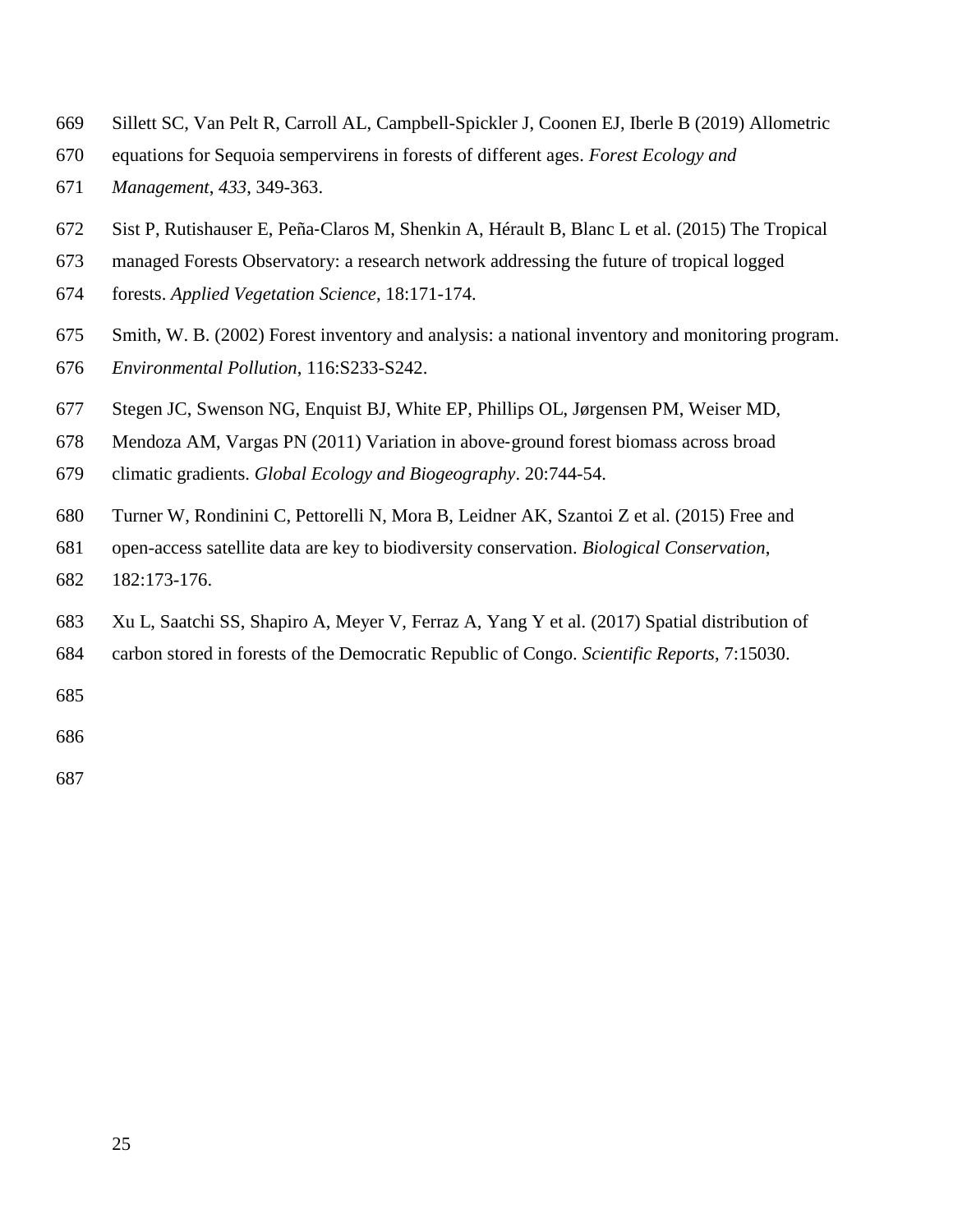Sillett SC, Van Pelt R, Carroll AL, Campbell-Spickler J, Coonen EJ, Iberle B (2019) Allometric equations for Sequoia sempervirens in forests of different ages. *Forest Ecology and Management*, *433*, 349-363.

Sist P, Rutishauser E, Peña-Claros M, Shenkin A, Hérault B, Blanc L et al. (2015) The Tropical managed Forests Observatory: a research network addressing the future of tropical logged forests. *Applied Vegetation Science*, 18:171-174.

Smith, W. B. (2002) Forest inventory and analysis: a national inventory and monitoring program. *Environmental Pollution*, 116:S233-S242.

Stegen JC, Swenson NG, Enquist BJ, White EP, Phillips OL, Jørgensen PM, Weiser MD, Mendoza AM, Vargas PN (2011) Variation in above-ground forest biomass across broad climatic gradients. *Global Ecology and Biogeography*. 20:744-54.

Turner W, Rondinini C, Pettorelli N, Mora B, Leidner AK, Szantoi Z et al. (2015) Free and open-access satellite data are key to biodiversity conservation. *Biological Conservation*, 182:173-176.

Xu L, Saatchi SS, Shapiro A, Meyer V, Ferraz A, Yang Y et al. (2017) Spatial distribution of carbon stored in forests of the Democratic Republic of Congo. *Scientific Reports*, 7:15030.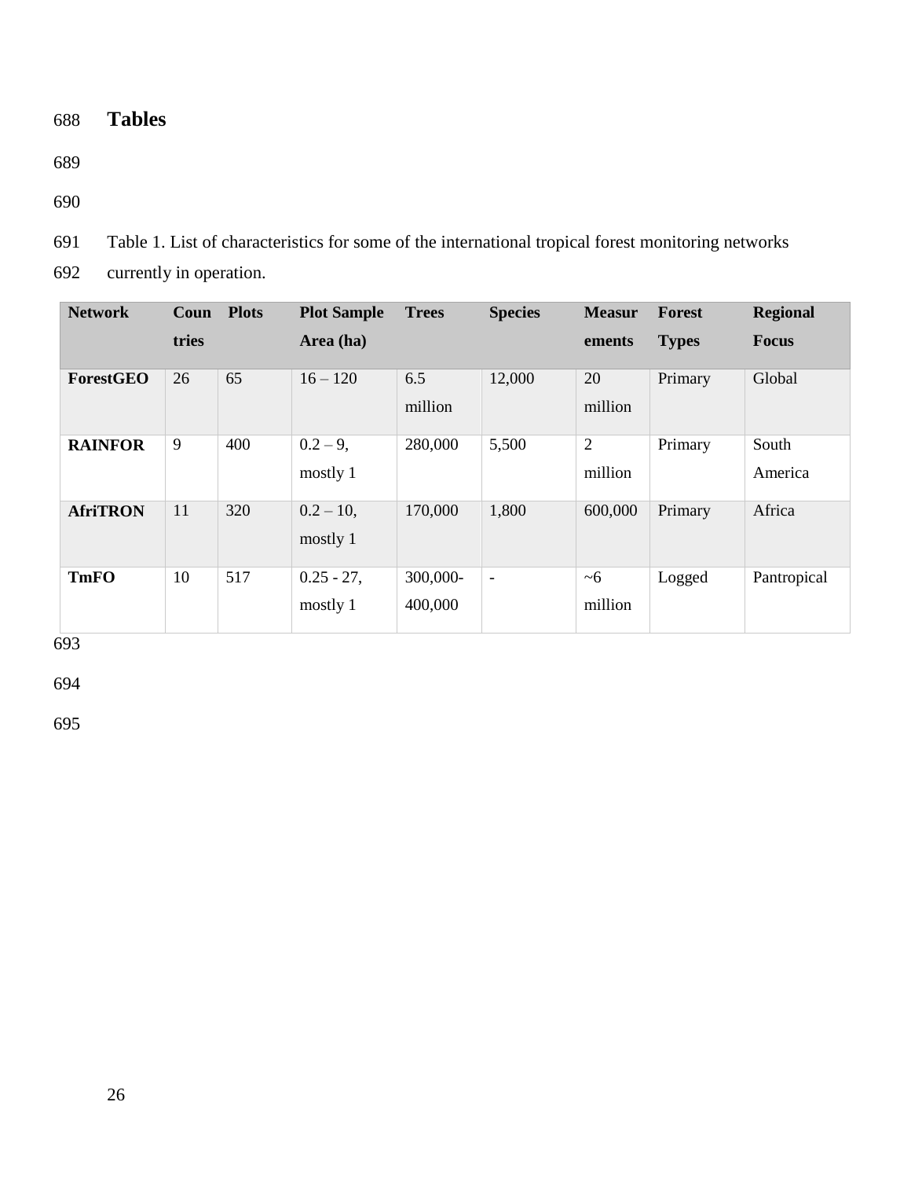# Tables

Table 1. List of characteristics for some of the international tropical forest monitoring networks currently in operation.

| Network | Countries | Plots | Plot Sample Area (ha) | Trees | Species | Measurements | Forest Types | Regional Focus |
|---|---|---|---|---|---|---|---|---|
| **ForestGEO** | 26 | 65 | 16 – 120 | 6.5 million | 12,000 | 20 million | Primary | Global |
| **RAINFOR** | 9 | 400 | 0.2 – 9, mostly 1 | 280,000 | 5,500 | 2 million | Primary | South America |
| **AfriTRON** | 11 | 320 | 0.2 – 10, mostly 1 | 170,000 | 1,800 | 600,000 | Primary | Africa |
| **TmFO** | 10 | 517 | 0.25 - 27, mostly 1 | 300,000-400,000 | - | ~6 million | Logged | Pantropical |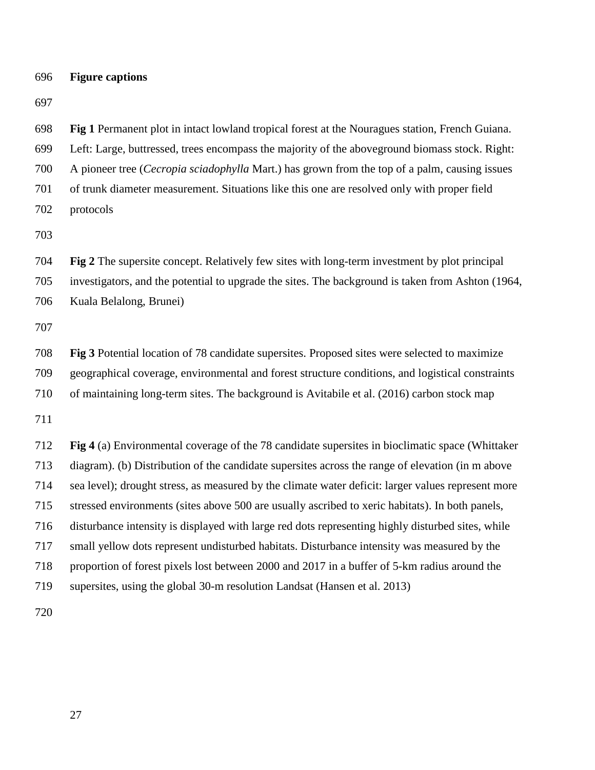## Figure captions

**Fig 1** Permanent plot in intact lowland tropical forest at the Nouragues station, French Guiana. Left: Large, buttressed, trees encompass the majority of the aboveground biomass stock. Right: A pioneer tree (*Cecropia sciadophylla* Mart.) has grown from the top of a palm, causing issues of trunk diameter measurement. Situations like this one are resolved only with proper field protocols

**Fig 2** The supersite concept. Relatively few sites with long-term investment by plot principal investigators, and the potential to upgrade the sites. The background is taken from Ashton (1964, Kuala Belalong, Brunei)

**Fig 3** Potential location of 78 candidate supersites. Proposed sites were selected to maximize geographical coverage, environmental and forest structure conditions, and logistical constraints of maintaining long-term sites. The background is Avitabile et al. (2016) carbon stock map

**Fig 4** (a) Environmental coverage of the 78 candidate supersites in bioclimatic space (Whittaker diagram). (b) Distribution of the candidate supersites across the range of elevation (in m above sea level); drought stress, as measured by the climate water deficit: larger values represent more stressed environments (sites above 500 are usually ascribed to xeric habitats). In both panels, disturbance intensity is displayed with large red dots representing highly disturbed sites, while small yellow dots represent undisturbed habitats. Disturbance intensity was measured by the proportion of forest pixels lost between 2000 and 2017 in a buffer of 5-km radius around the supersites, using the global 30-m resolution Landsat (Hansen et al. 2013)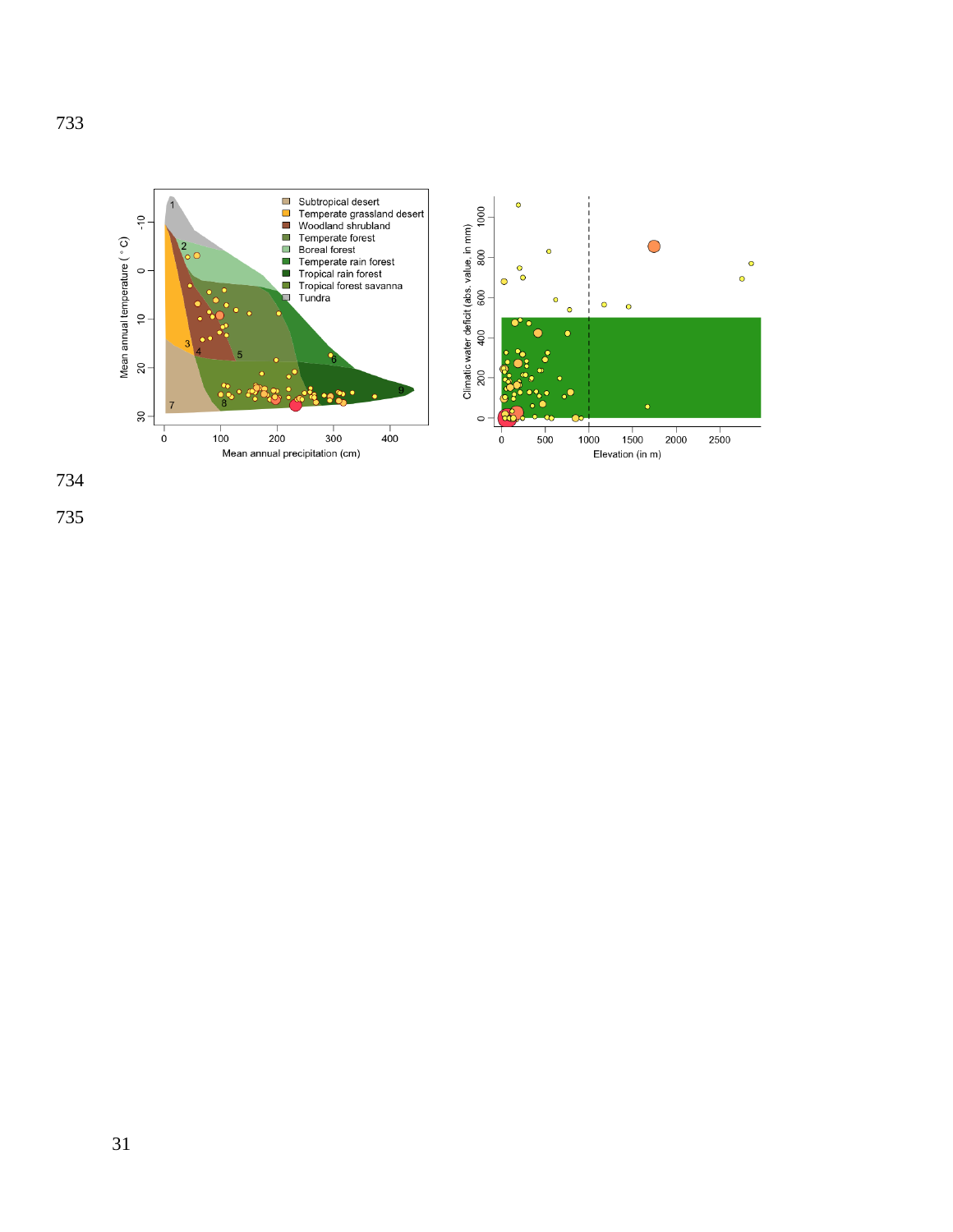Subtropical desert
Temperate grassland desert
Woodland shrubland
Temperate forest
Boreal forest
Temperate rain forest
Tropical rain forest
Tropical forest savanna
Tundra

Mean annual temperature ( ° C)

-10
0
10
20
30

Mean annual precipitation (cm)

0
100
200
300
400

1
2
3
4
5
6
7
8
9

Climatic water deficit (abs. value, in mm)

0
200
400
600
800
1000

Elevation (in m)

0
500
1000
1500
2000
2500